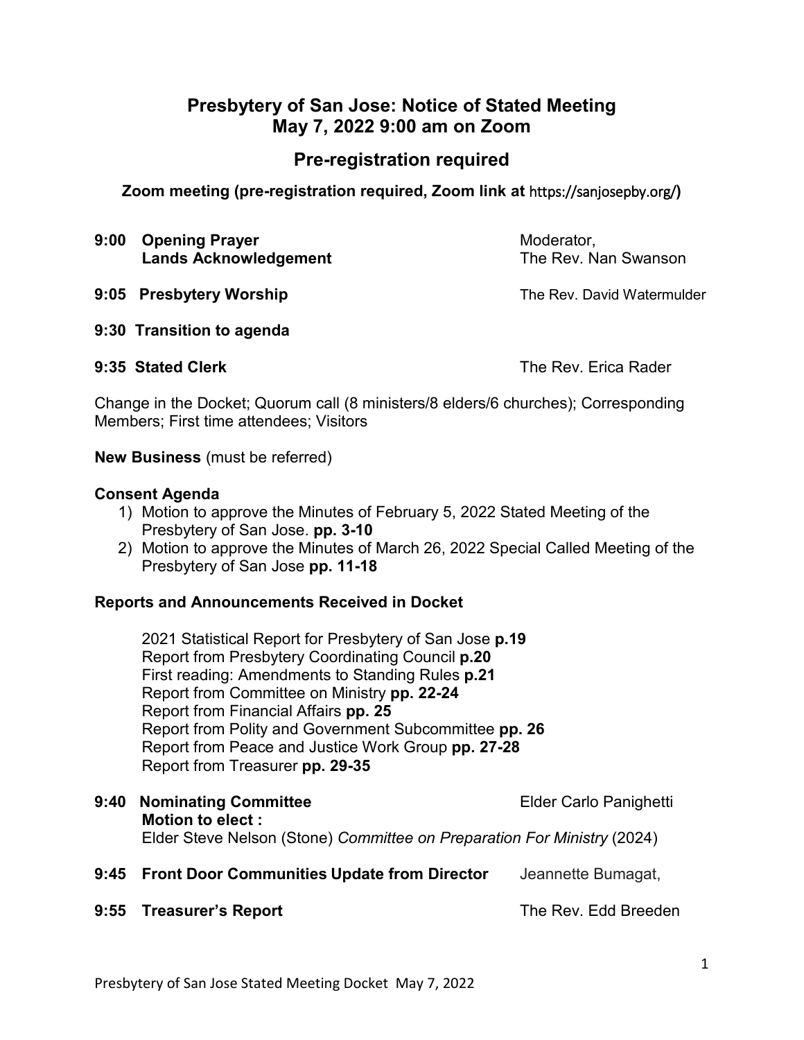# Presbytery of San Jose: Notice of Stated Meeting
# May 7, 2022 9:00 am on Zoom

## Pre-registration required

**Zoom meeting (pre-registration required, Zoom link at** https://sanjosepby.org/**)**

**9:00 Opening Prayer** — Moderator,
**Lands Acknowledgement** — The Rev. Nan Swanson

**9:05 Presbytery Worship** — The Rev. David Watermulder

**9:30 Transition to agenda**

**9:35 Stated Clerk** — The Rev. Erica Rader

Change in the Docket; Quorum call (8 ministers/8 elders/6 churches); Corresponding Members; First time attendees; Visitors

**New Business** (must be referred)

**Consent Agenda**

1) Motion to approve the Minutes of February 5, 2022 Stated Meeting of the Presbytery of San Jose. **pp. 3-10**
2) Motion to approve the Minutes of March 26, 2022 Special Called Meeting of the Presbytery of San Jose **pp. 11-18**

**Reports and Announcements Received in Docket**

2021 Statistical Report for Presbytery of San Jose **p.19**
Report from Presbytery Coordinating Council **p.20**
First reading: Amendments to Standing Rules **p.21**
Report from Committee on Ministry **pp. 22-24**
Report from Financial Affairs **pp. 25**
Report from Polity and Government Subcommittee **pp. 26**
Report from Peace and Justice Work Group **pp. 27-28**
Report from Treasurer **pp. 29-35**

**9:40 Nominating Committee** — Elder Carlo Panighetti
**Motion to elect :**
Elder Steve Nelson (Stone) *Committee on Preparation For Ministry* (2024)

**9:45 Front Door Communities Update from Director** — Jeannette Bumagat,

**9:55 Treasurer's Report** — The Rev. Edd Breeden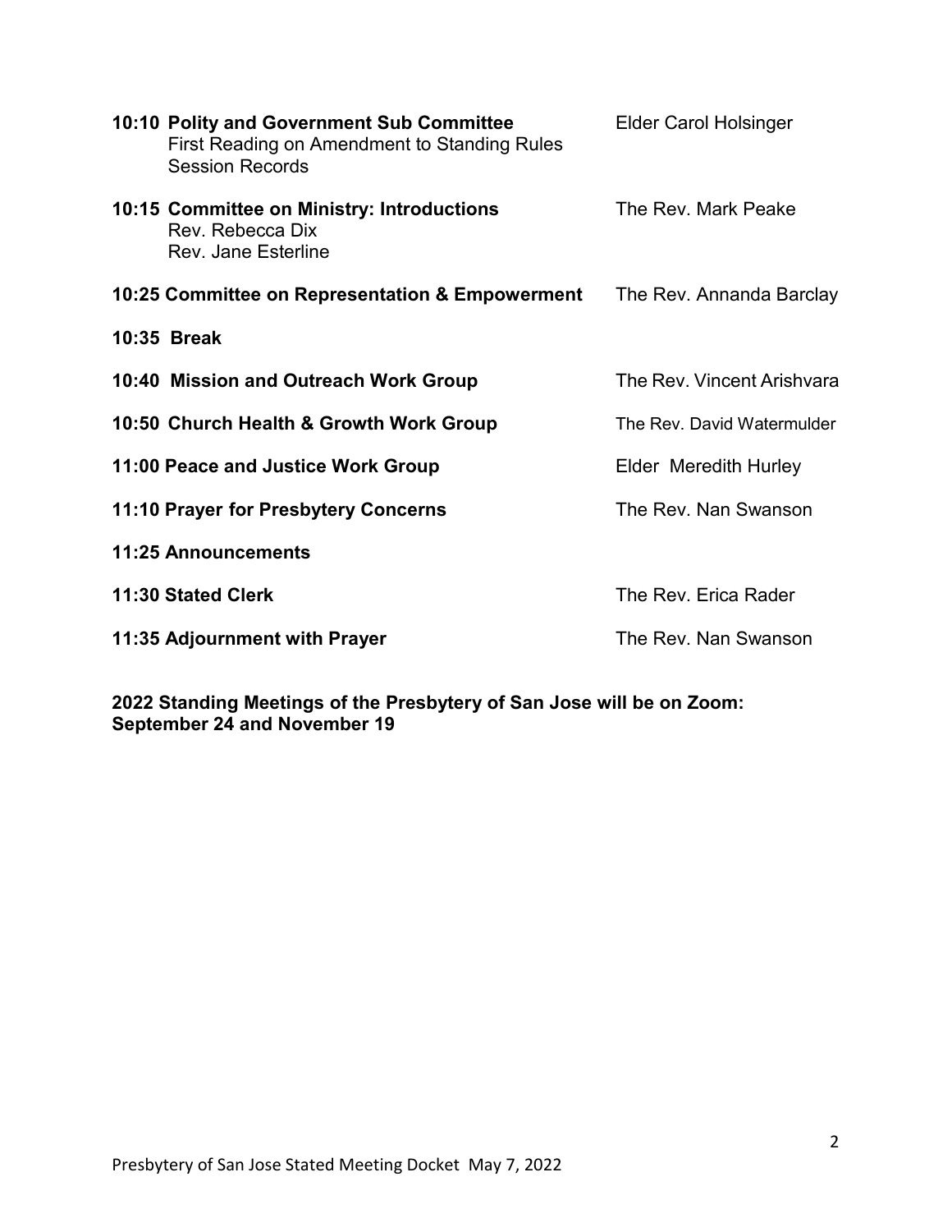**10:10 Polity and Government Sub Committee** Elder Carol Holsinger
First Reading on Amendment to Standing Rules
Session Records

**10:15 Committee on Ministry: Introductions** The Rev. Mark Peake
Rev. Rebecca Dix
Rev. Jane Esterline

**10:25 Committee on Representation & Empowerment** The Rev. Annanda Barclay

**10:35 Break**

**10:40 Mission and Outreach Work Group** The Rev. Vincent Arishvara

**10:50 Church Health & Growth Work Group** The Rev. David Watermulder

**11:00 Peace and Justice Work Group** Elder Meredith Hurley

**11:10 Prayer for Presbytery Concerns** The Rev. Nan Swanson

**11:25 Announcements**

**11:30 Stated Clerk** The Rev. Erica Rader

**11:35 Adjournment with Prayer** The Rev. Nan Swanson

**2022 Standing Meetings of the Presbytery of San Jose will be on Zoom: September 24 and November 19**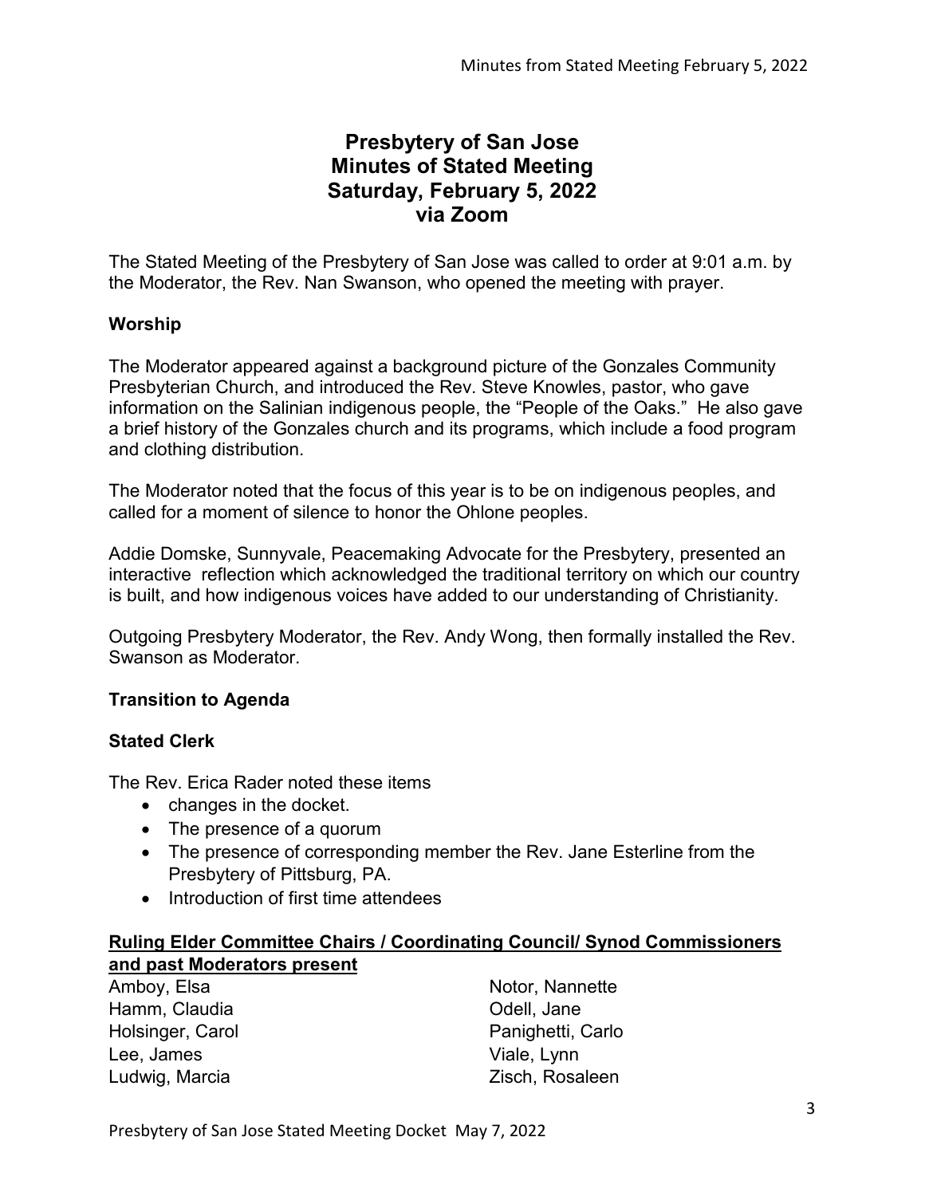# Presbytery of San Jose
# Minutes of Stated Meeting
# Saturday, February 5, 2022
# via Zoom

The Stated Meeting of the Presbytery of San Jose was called to order at 9:01 a.m. by the Moderator, the Rev. Nan Swanson, who opened the meeting with prayer.

**Worship**

The Moderator appeared against a background picture of the Gonzales Community Presbyterian Church, and introduced the Rev. Steve Knowles, pastor, who gave information on the Salinian indigenous people, the "People of the Oaks." He also gave a brief history of the Gonzales church and its programs, which include a food program and clothing distribution.

The Moderator noted that the focus of this year is to be on indigenous peoples, and called for a moment of silence to honor the Ohlone peoples.

Addie Domske, Sunnyvale, Peacemaking Advocate for the Presbytery, presented an interactive reflection which acknowledged the traditional territory on which our country is built, and how indigenous voices have added to our understanding of Christianity.

Outgoing Presbytery Moderator, the Rev. Andy Wong, then formally installed the Rev. Swanson as Moderator.

**Transition to Agenda**

**Stated Clerk**

The Rev. Erica Rader noted these items

- changes in the docket.
- The presence of a quorum
- The presence of corresponding member the Rev. Jane Esterline from the Presbytery of Pittsburg, PA.
- Introduction of first time attendees

**Ruling Elder Committee Chairs / Coordinating Council/ Synod Commissioners and past Moderators present**

Amboy, Elsa
Hamm, Claudia
Holsinger, Carol
Lee, James
Ludwig, Marcia
Notor, Nannette
Odell, Jane
Panighetti, Carlo
Viale, Lynn
Zisch, Rosaleen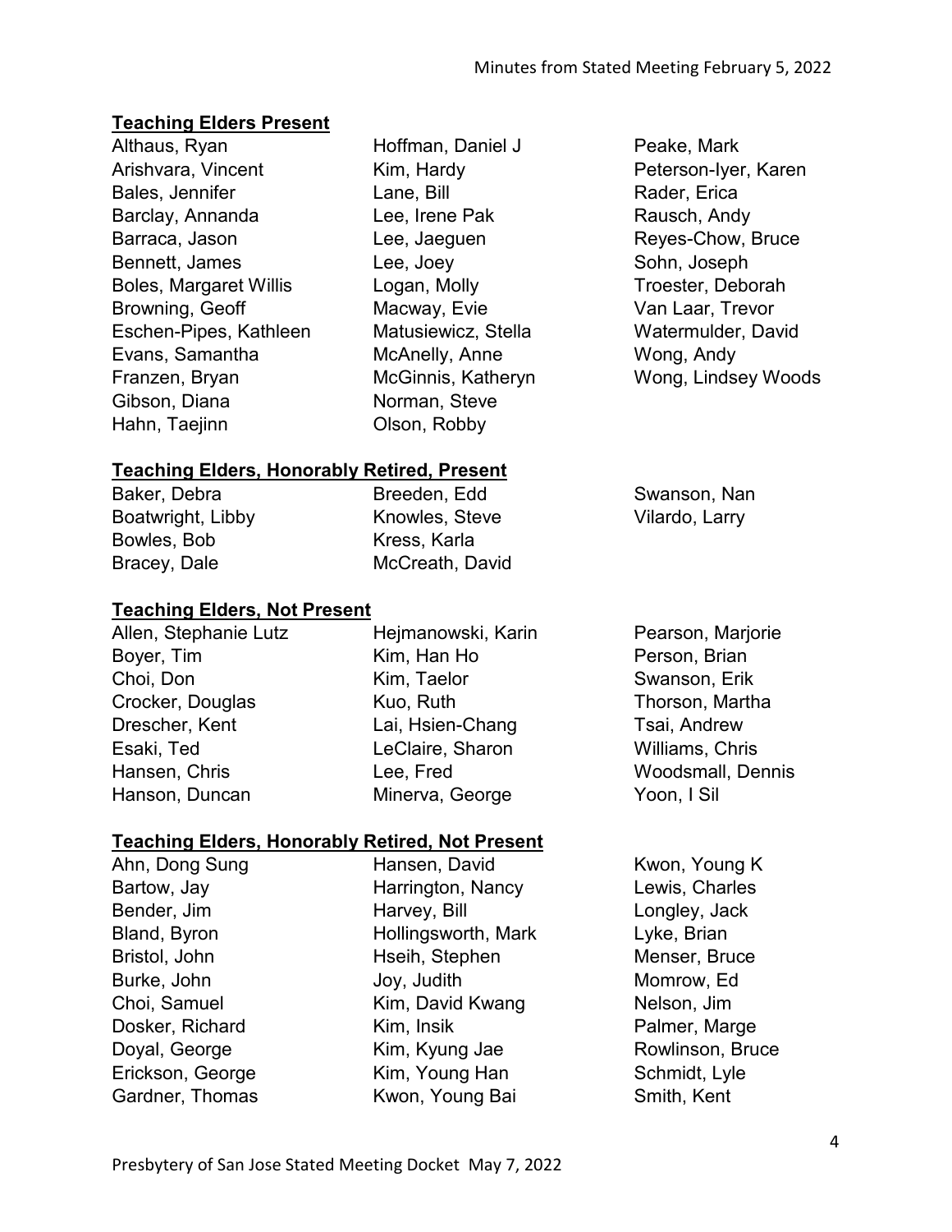**Teaching Elders Present**

Althaus, Ryan
Arishvara, Vincent
Bales, Jennifer
Barclay, Annanda
Barraca, Jason
Bennett, James
Boles, Margaret Willis
Browning, Geoff
Eschen-Pipes, Kathleen
Evans, Samantha
Franzen, Bryan
Gibson, Diana
Hahn, Taejinn
Hoffman, Daniel J
Kim, Hardy
Lane, Bill
Lee, Irene Pak
Lee, Jaeguen
Lee, Joey
Logan, Molly
Macway, Evie
Matusiewicz, Stella
McAnelly, Anne
McGinnis, Katheryn
Norman, Steve
Olson, Robby
Peake, Mark
Peterson-Iyer, Karen
Rader, Erica
Rausch, Andy
Reyes-Chow, Bruce
Sohn, Joseph
Troester, Deborah
Van Laar, Trevor
Watermulder, David
Wong, Andy
Wong, Lindsey Woods

**Teaching Elders, Honorably Retired, Present**

Baker, Debra
Boatwright, Libby
Bowles, Bob
Bracey, Dale
Breeden, Edd
Knowles, Steve
Kress, Karla
McCreath, David
Swanson, Nan
Vilardo, Larry

**Teaching Elders, Not Present**

Allen, Stephanie Lutz
Boyer, Tim
Choi, Don
Crocker, Douglas
Drescher, Kent
Esaki, Ted
Hansen, Chris
Hanson, Duncan
Hejmanowski, Karin
Kim, Han Ho
Kim, Taelor
Kuo, Ruth
Lai, Hsien-Chang
LeClaire, Sharon
Lee, Fred
Minerva, George
Pearson, Marjorie
Person, Brian
Swanson, Erik
Thorson, Martha
Tsai, Andrew
Williams, Chris
Woodsmall, Dennis
Yoon, I Sil

**Teaching Elders, Honorably Retired, Not Present**

Ahn, Dong Sung
Bartow, Jay
Bender, Jim
Bland, Byron
Bristol, John
Burke, John
Choi, Samuel
Dosker, Richard
Doyal, George
Erickson, George
Gardner, Thomas
Hansen, David
Harrington, Nancy
Harvey, Bill
Hollingsworth, Mark
Hseih, Stephen
Joy, Judith
Kim, David Kwang
Kim, Insik
Kim, Kyung Jae
Kim, Young Han
Kwon, Young Bai
Kwon, Young K
Lewis, Charles
Longley, Jack
Lyke, Brian
Menser, Bruce
Momrow, Ed
Nelson, Jim
Palmer, Marge
Rowlinson, Bruce
Schmidt, Lyle
Smith, Kent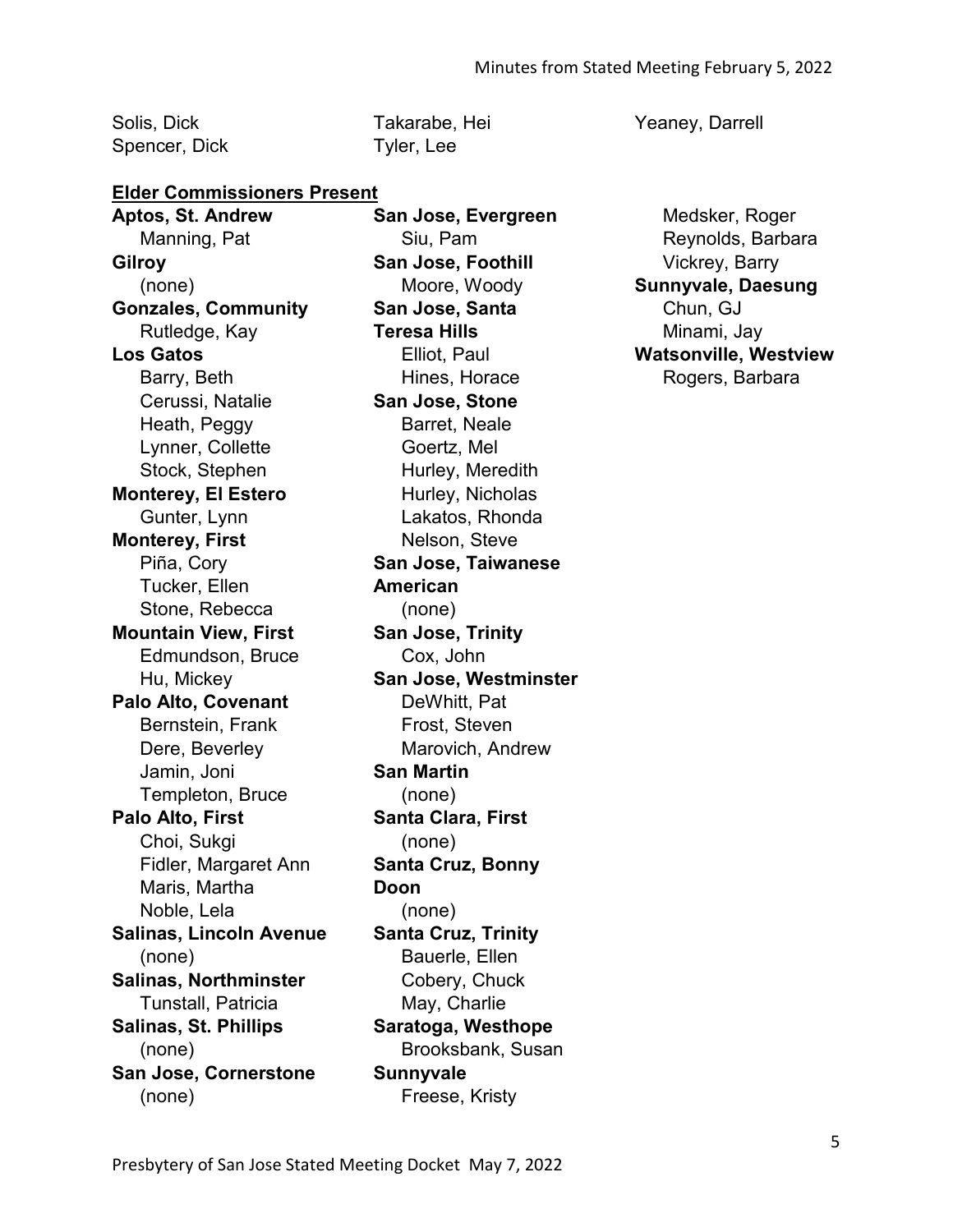Solis, Dick
Spencer, Dick
Takarabe, Hei
Tyler, Lee
Yeaney, Darrell

**Elder Commissioners Present**

**Aptos, St. Andrew**
Manning, Pat

**Gilroy**
(none)

**Gonzales, Community**
Rutledge, Kay

**Los Gatos**
Barry, Beth
Cerussi, Natalie
Heath, Peggy
Lynner, Collette
Stock, Stephen

**Monterey, El Estero**
Gunter, Lynn

**Monterey, First**
Piña, Cory
Tucker, Ellen
Stone, Rebecca

**Mountain View, First**
Edmundson, Bruce
Hu, Mickey

**Palo Alto, Covenant**
Bernstein, Frank
Dere, Beverley
Jamin, Joni
Templeton, Bruce

**Palo Alto, First**
Choi, Sukgi
Fidler, Margaret Ann
Maris, Martha
Noble, Lela

**Salinas, Lincoln Avenue**
(none)

**Salinas, Northminster**
Tunstall, Patricia

**Salinas, St. Phillips**
(none)

**San Jose, Cornerstone**
(none)

**San Jose, Evergreen**
Siu, Pam

**San Jose, Foothill**
Moore, Woody

**San Jose, Santa Teresa Hills**
Elliot, Paul
Hines, Horace

**San Jose, Stone**
Barret, Neale
Goertz, Mel
Hurley, Meredith
Hurley, Nicholas
Lakatos, Rhonda
Nelson, Steve

**San Jose, Taiwanese American**
(none)

**San Jose, Trinity**
Cox, John

**San Jose, Westminster**
DeWhitt, Pat
Frost, Steven
Marovich, Andrew

**San Martin**
(none)

**Santa Clara, First**
(none)

**Santa Cruz, Bonny Doon**
(none)

**Santa Cruz, Trinity**
Bauerle, Ellen
Cobery, Chuck
May, Charlie

**Saratoga, Westhope**
Brooksbank, Susan

**Sunnyvale**
Freese, Kristy
Medsker, Roger
Reynolds, Barbara
Vickrey, Barry

**Sunnyvale, Daesung**
Chun, GJ
Minami, Jay

**Watsonville, Westview**
Rogers, Barbara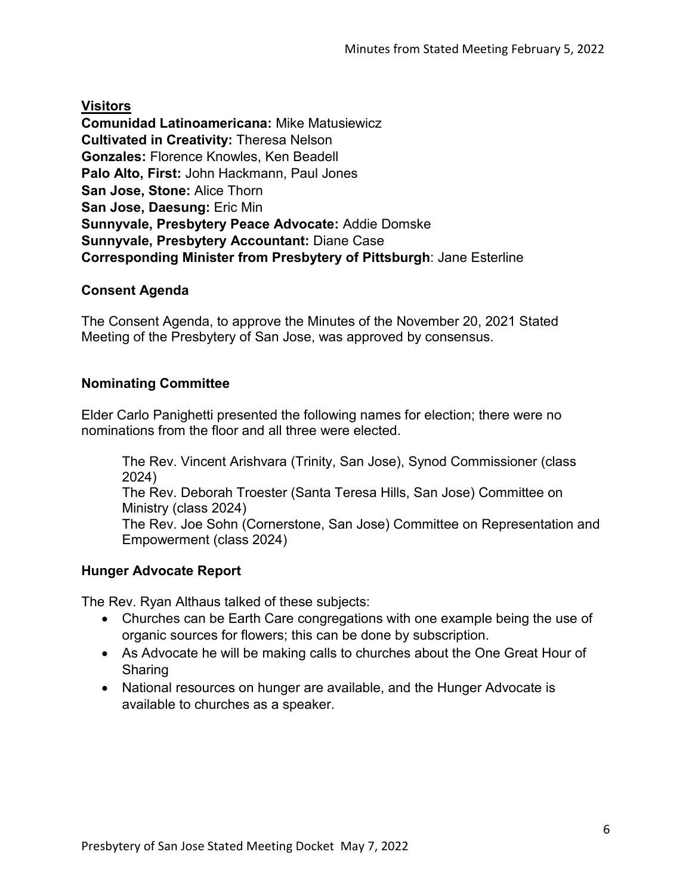**Visitors**

**Comunidad Latinoamericana:** Mike Matusiewicz
**Cultivated in Creativity:** Theresa Nelson
**Gonzales:** Florence Knowles, Ken Beadell
**Palo Alto, First:** John Hackmann, Paul Jones
**San Jose, Stone:** Alice Thorn
**San Jose, Daesung:** Eric Min
**Sunnyvale, Presbytery Peace Advocate:** Addie Domske
**Sunnyvale, Presbytery Accountant:** Diane Case
**Corresponding Minister from Presbytery of Pittsburgh**: Jane Esterline

## Consent Agenda

The Consent Agenda, to approve the Minutes of the November 20, 2021 Stated Meeting of the Presbytery of San Jose, was approved by consensus.

## Nominating Committee

Elder Carlo Panighetti presented the following names for election; there were no nominations from the floor and all three were elected.

The Rev. Vincent Arishvara (Trinity, San Jose), Synod Commissioner (class 2024)
The Rev. Deborah Troester (Santa Teresa Hills, San Jose) Committee on Ministry (class 2024)
The Rev. Joe Sohn (Cornerstone, San Jose) Committee on Representation and Empowerment (class 2024)

## Hunger Advocate Report

The Rev. Ryan Althaus talked of these subjects:

- Churches can be Earth Care congregations with one example being the use of organic sources for flowers; this can be done by subscription.
- As Advocate he will be making calls to churches about the One Great Hour of Sharing
- National resources on hunger are available, and the Hunger Advocate is available to churches as a speaker.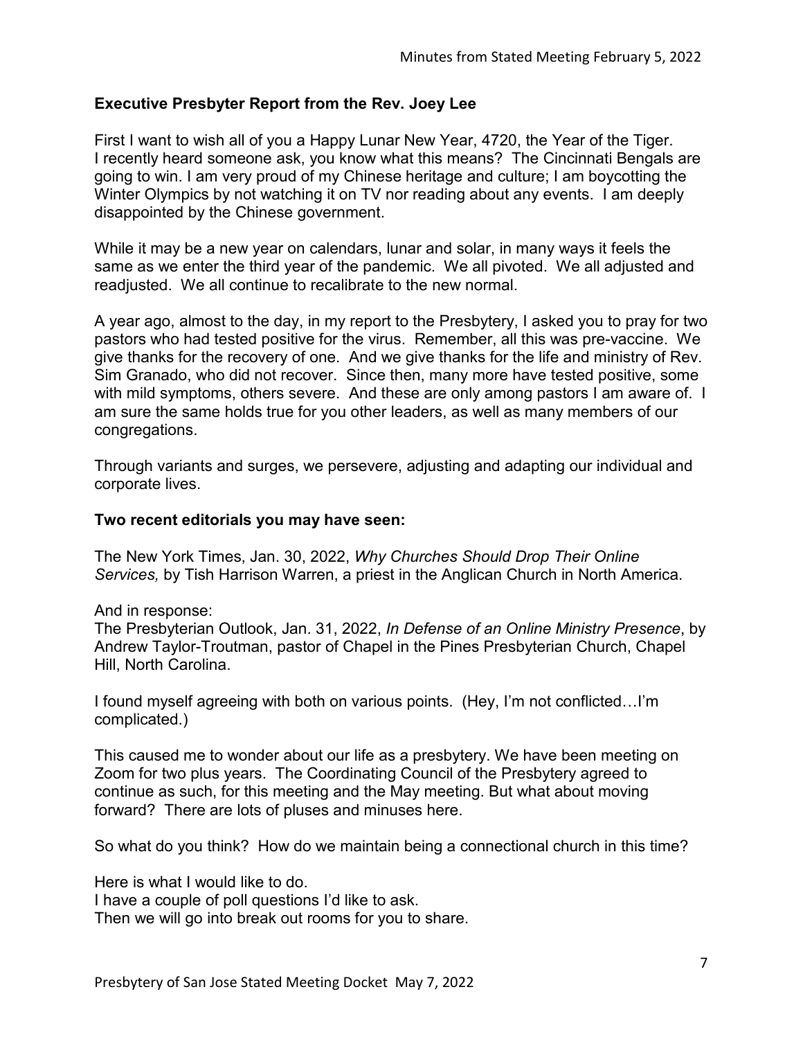## Executive Presbyter Report from the Rev. Joey Lee

First I want to wish all of you a Happy Lunar New Year, 4720, the Year of the Tiger. I recently heard someone ask, you know what this means? The Cincinnati Bengals are going to win. I am very proud of my Chinese heritage and culture; I am boycotting the Winter Olympics by not watching it on TV nor reading about any events. I am deeply disappointed by the Chinese government.

While it may be a new year on calendars, lunar and solar, in many ways it feels the same as we enter the third year of the pandemic. We all pivoted. We all adjusted and readjusted. We all continue to recalibrate to the new normal.

A year ago, almost to the day, in my report to the Presbytery, I asked you to pray for two pastors who had tested positive for the virus. Remember, all this was pre-vaccine. We give thanks for the recovery of one. And we give thanks for the life and ministry of Rev. Sim Granado, who did not recover. Since then, many more have tested positive, some with mild symptoms, others severe. And these are only among pastors I am aware of. I am sure the same holds true for you other leaders, as well as many members of our congregations.

Through variants and surges, we persevere, adjusting and adapting our individual and corporate lives.

### Two recent editorials you may have seen:

The New York Times, Jan. 30, 2022, *Why Churches Should Drop Their Online Services,* by Tish Harrison Warren, a priest in the Anglican Church in North America.

And in response:
The Presbyterian Outlook, Jan. 31, 2022, *In Defense of an Online Ministry Presence*, by Andrew Taylor-Troutman, pastor of Chapel in the Pines Presbyterian Church, Chapel Hill, North Carolina.

I found myself agreeing with both on various points. (Hey, I'm not conflicted…I'm complicated.)

This caused me to wonder about our life as a presbytery. We have been meeting on Zoom for two plus years. The Coordinating Council of the Presbytery agreed to continue as such, for this meeting and the May meeting. But what about moving forward? There are lots of pluses and minuses here.

So what do you think? How do we maintain being a connectional church in this time?

Here is what I would like to do.
I have a couple of poll questions I'd like to ask.
Then we will go into break out rooms for you to share.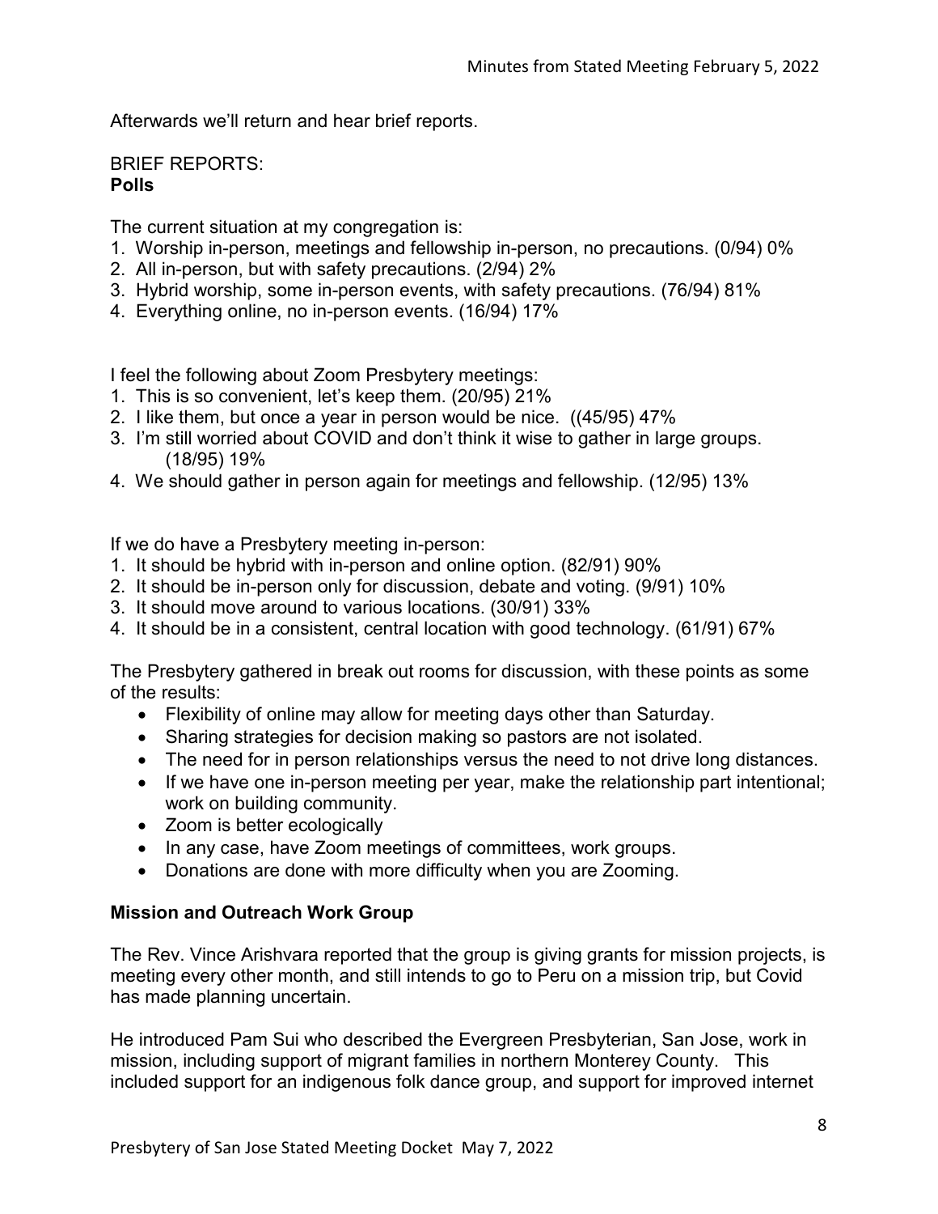Afterwards we'll return and hear brief reports.

BRIEF REPORTS:
**Polls**

The current situation at my congregation is:
1. Worship in-person, meetings and fellowship in-person, no precautions. (0/94) 0%
2. All in-person, but with safety precautions. (2/94) 2%
3. Hybrid worship, some in-person events, with safety precautions. (76/94) 81%
4. Everything online, no in-person events. (16/94) 17%

I feel the following about Zoom Presbytery meetings:
1. This is so convenient, let's keep them. (20/95) 21%
2. I like them, but once a year in person would be nice. ((45/95) 47%
3. I'm still worried about COVID and don't think it wise to gather in large groups. (18/95) 19%
4. We should gather in person again for meetings and fellowship. (12/95) 13%

If we do have a Presbytery meeting in-person:
1. It should be hybrid with in-person and online option. (82/91) 90%
2. It should be in-person only for discussion, debate and voting. (9/91) 10%
3. It should move around to various locations. (30/91) 33%
4. It should be in a consistent, central location with good technology. (61/91) 67%

The Presbytery gathered in break out rooms for discussion, with these points as some of the results:

- Flexibility of online may allow for meeting days other than Saturday.
- Sharing strategies for decision making so pastors are not isolated.
- The need for in person relationships versus the need to not drive long distances.
- If we have one in-person meeting per year, make the relationship part intentional; work on building community.
- Zoom is better ecologically
- In any case, have Zoom meetings of committees, work groups.
- Donations are done with more difficulty when you are Zooming.

**Mission and Outreach Work Group**

The Rev. Vince Arishvara reported that the group is giving grants for mission projects, is meeting every other month, and still intends to go to Peru on a mission trip, but Covid has made planning uncertain.

He introduced Pam Sui who described the Evergreen Presbyterian, San Jose, work in mission, including support of migrant families in northern Monterey County. This included support for an indigenous folk dance group, and support for improved internet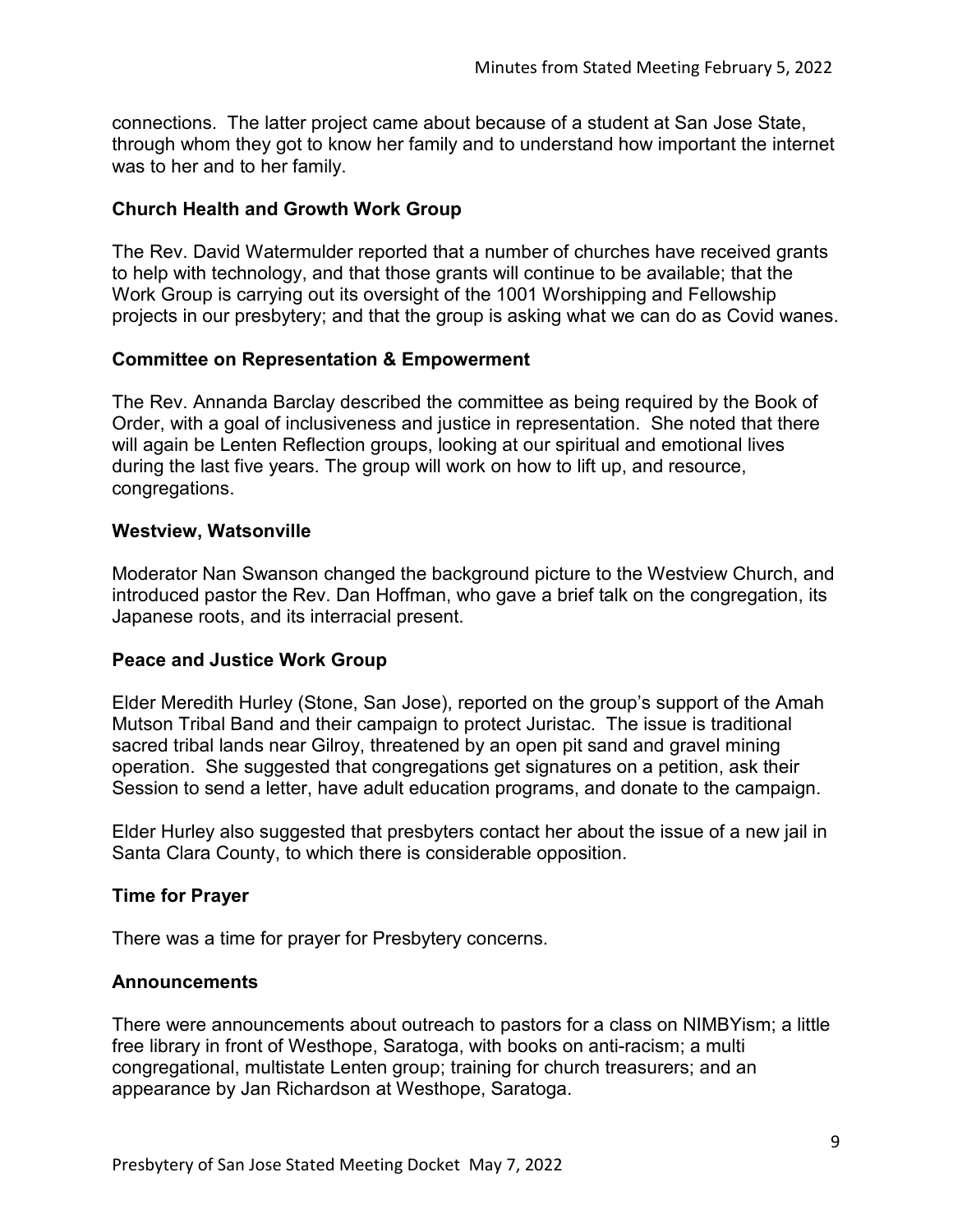connections. The latter project came about because of a student at San Jose State, through whom they got to know her family and to understand how important the internet was to her and to her family.

### Church Health and Growth Work Group

The Rev. David Watermulder reported that a number of churches have received grants to help with technology, and that those grants will continue to be available; that the Work Group is carrying out its oversight of the 1001 Worshipping and Fellowship projects in our presbytery; and that the group is asking what we can do as Covid wanes.

### Committee on Representation & Empowerment

The Rev. Annanda Barclay described the committee as being required by the Book of Order, with a goal of inclusiveness and justice in representation. She noted that there will again be Lenten Reflection groups, looking at our spiritual and emotional lives during the last five years. The group will work on how to lift up, and resource, congregations.

### Westview, Watsonville

Moderator Nan Swanson changed the background picture to the Westview Church, and introduced pastor the Rev. Dan Hoffman, who gave a brief talk on the congregation, its Japanese roots, and its interracial present.

### Peace and Justice Work Group

Elder Meredith Hurley (Stone, San Jose), reported on the group's support of the Amah Mutson Tribal Band and their campaign to protect Juristac. The issue is traditional sacred tribal lands near Gilroy, threatened by an open pit sand and gravel mining operation. She suggested that congregations get signatures on a petition, ask their Session to send a letter, have adult education programs, and donate to the campaign.

Elder Hurley also suggested that presbyters contact her about the issue of a new jail in Santa Clara County, to which there is considerable opposition.

### Time for Prayer

There was a time for prayer for Presbytery concerns.

### Announcements

There were announcements about outreach to pastors for a class on NIMBYism; a little free library in front of Westhope, Saratoga, with books on anti-racism; a multi congregational, multistate Lenten group; training for church treasurers; and an appearance by Jan Richardson at Westhope, Saratoga.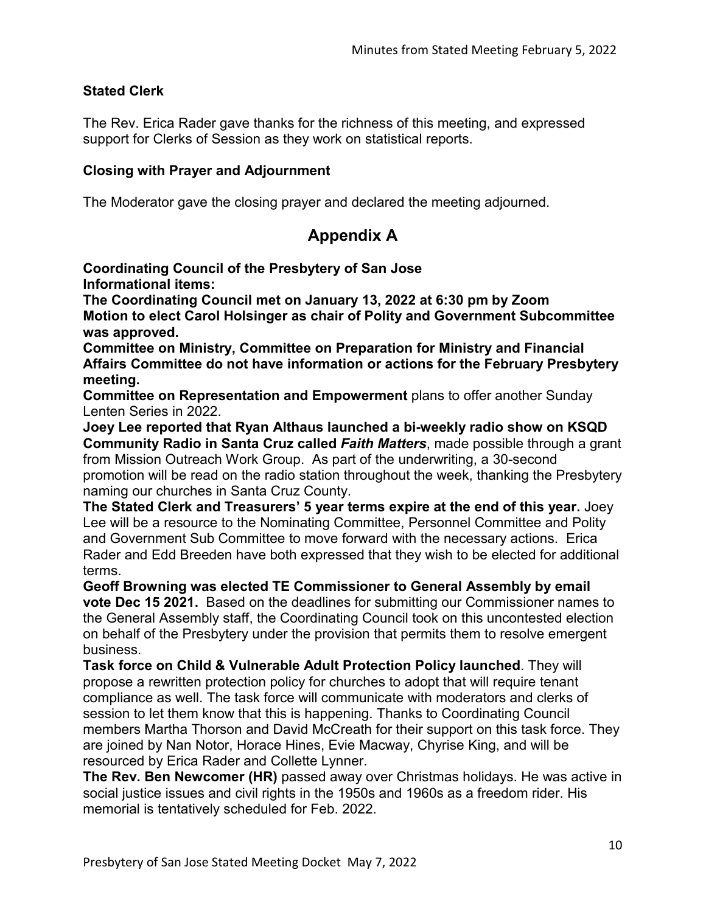### Stated Clerk

The Rev. Erica Rader gave thanks for the richness of this meeting, and expressed support for Clerks of Session as they work on statistical reports.

### Closing with Prayer and Adjournment

The Moderator gave the closing prayer and declared the meeting adjourned.

## Appendix A

**Coordinating Council of the Presbytery of San Jose**
**Informational items:**
**The Coordinating Council met on January 13, 2022 at 6:30 pm by Zoom**
**Motion to elect Carol Holsinger as chair of Polity and Government Subcommittee was approved.**
**Committee on Ministry, Committee on Preparation for Ministry and Financial Affairs Committee do not have information or actions for the February Presbytery meeting.**
**Committee on Representation and Empowerment** plans to offer another Sunday Lenten Series in 2022.
**Joey Lee reported that Ryan Althaus launched a bi-weekly radio show on KSQD Community Radio in Santa Cruz called *Faith Matters***, made possible through a grant from Mission Outreach Work Group. As part of the underwriting, a 30-second promotion will be read on the radio station throughout the week, thanking the Presbytery naming our churches in Santa Cruz County.
**The Stated Clerk and Treasurers' 5 year terms expire at the end of this year.** Joey Lee will be a resource to the Nominating Committee, Personnel Committee and Polity and Government Sub Committee to move forward with the necessary actions. Erica Rader and Edd Breeden have both expressed that they wish to be elected for additional terms.
**Geoff Browning was elected TE Commissioner to General Assembly by email vote Dec 15 2021.** Based on the deadlines for submitting our Commissioner names to the General Assembly staff, the Coordinating Council took on this uncontested election on behalf of the Presbytery under the provision that permits them to resolve emergent business.
**Task force on Child & Vulnerable Adult Protection Policy launched**. They will propose a rewritten protection policy for churches to adopt that will require tenant compliance as well. The task force will communicate with moderators and clerks of session to let them know that this is happening. Thanks to Coordinating Council members Martha Thorson and David McCreath for their support on this task force. They are joined by Nan Notor, Horace Hines, Evie Macway, Chyrise King, and will be resourced by Erica Rader and Collette Lynner.
**The Rev. Ben Newcomer (HR)** passed away over Christmas holidays. He was active in social justice issues and civil rights in the 1950s and 1960s as a freedom rider. His memorial is tentatively scheduled for Feb. 2022.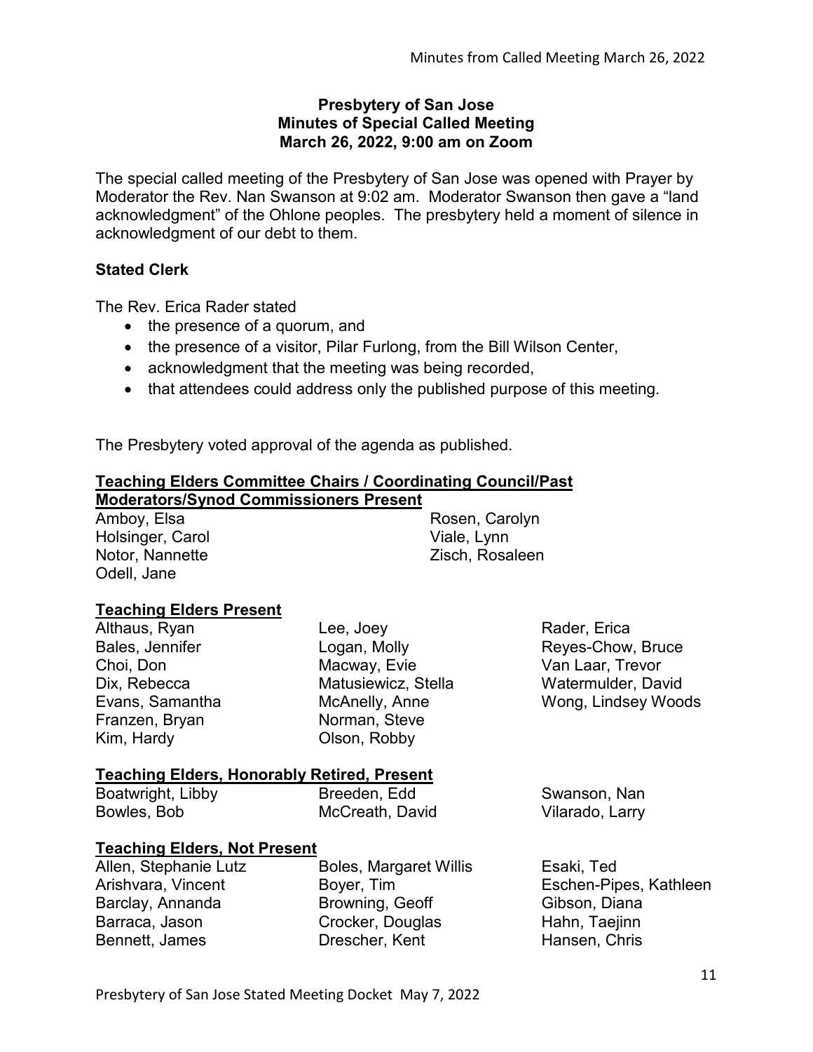**Presbytery of San Jose**
**Minutes of Special Called Meeting**
**March 26, 2022, 9:00 am on Zoom**

The special called meeting of the Presbytery of San Jose was opened with Prayer by Moderator the Rev. Nan Swanson at 9:02 am. Moderator Swanson then gave a "land acknowledgment" of the Ohlone peoples. The presbytery held a moment of silence in acknowledgment of our debt to them.

## Stated Clerk

The Rev. Erica Rader stated

- the presence of a quorum, and
- the presence of a visitor, Pilar Furlong, from the Bill Wilson Center,
- acknowledgment that the meeting was being recorded,
- that attendees could address only the published purpose of this meeting.

The Presbytery voted approval of the agenda as published.

### Teaching Elders Committee Chairs / Coordinating Council/Past Moderators/Synod Commissioners Present

| | |
|---|---|
| Amboy, Elsa | Rosen, Carolyn |
| Holsinger, Carol | Viale, Lynn |
| Notor, Nannette | Zisch, Rosaleen |
| Odell, Jane | |

### Teaching Elders Present

| | | |
|---|---|---|
| Althaus, Ryan | Lee, Joey | Rader, Erica |
| Bales, Jennifer | Logan, Molly | Reyes-Chow, Bruce |
| Choi, Don | Macway, Evie | Van Laar, Trevor |
| Dix, Rebecca | Matusiewicz, Stella | Watermulder, David |
| Evans, Samantha | McAnelly, Anne | Wong, Lindsey Woods |
| Franzen, Bryan | Norman, Steve | |
| Kim, Hardy | Olson, Robby | |

### Teaching Elders, Honorably Retired, Present

| | | |
|---|---|---|
| Boatwright, Libby | Breeden, Edd | Swanson, Nan |
| Bowles, Bob | McCreath, David | Vilarado, Larry |

### Teaching Elders, Not Present

| | | |
|---|---|---|
| Allen, Stephanie Lutz | Boles, Margaret Willis | Esaki, Ted |
| Arishvara, Vincent | Boyer, Tim | Eschen-Pipes, Kathleen |
| Barclay, Annanda | Browning, Geoff | Gibson, Diana |
| Barraca, Jason | Crocker, Douglas | Hahn, Taejinn |
| Bennett, James | Drescher, Kent | Hansen, Chris |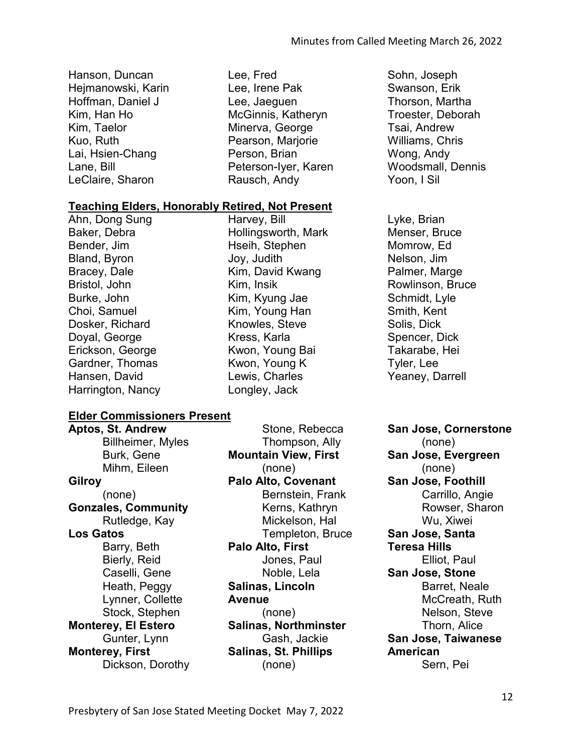Hanson, Duncan
Hejmanowski, Karin
Hoffman, Daniel J
Kim, Han Ho
Kim, Taelor
Kuo, Ruth
Lai, Hsien-Chang
Lane, Bill
LeClaire, Sharon
Lee, Fred
Lee, Irene Pak
Lee, Jaeguen
McGinnis, Katheryn
Minerva, George
Pearson, Marjorie
Person, Brian
Peterson-Iyer, Karen
Rausch, Andy
Sohn, Joseph
Swanson, Erik
Thorson, Martha
Troester, Deborah
Tsai, Andrew
Williams, Chris
Wong, Andy
Woodsmall, Dennis
Yoon, I Sil

**Teaching Elders, Honorably Retired, Not Present**

Ahn, Dong Sung
Baker, Debra
Bender, Jim
Bland, Byron
Bracey, Dale
Bristol, John
Burke, John
Choi, Samuel
Dosker, Richard
Doyal, George
Erickson, George
Gardner, Thomas
Hansen, David
Harrington, Nancy
Harvey, Bill
Hollingsworth, Mark
Hseih, Stephen
Joy, Judith
Kim, David Kwang
Kim, Insik
Kim, Kyung Jae
Kim, Young Han
Knowles, Steve
Kress, Karla
Kwon, Young Bai
Kwon, Young K
Lewis, Charles
Longley, Jack
Lyke, Brian
Menser, Bruce
Momrow, Ed
Nelson, Jim
Palmer, Marge
Rowlinson, Bruce
Schmidt, Lyle
Smith, Kent
Solis, Dick
Spencer, Dick
Takarabe, Hei
Tyler, Lee
Yeaney, Darrell

**Elder Commissioners Present**

**Aptos, St. Andrew**
Billheimer, Myles
Burk, Gene
Mihm, Eileen

**Gilroy**
(none)

**Gonzales, Community**
Rutledge, Kay

**Los Gatos**
Barry, Beth
Bierly, Reid
Caselli, Gene
Heath, Peggy
Lynner, Collette
Stock, Stephen

**Monterey, El Estero**
Gunter, Lynn

**Monterey, First**
Dickson, Dorothy
Stone, Rebecca
Thompson, Ally

**Mountain View, First**
(none)

**Palo Alto, Covenant**
Bernstein, Frank
Kerns, Kathryn
Mickelson, Hal
Templeton, Bruce

**Palo Alto, First**
Jones, Paul
Noble, Lela

**Salinas, Lincoln Avenue**
(none)

**Salinas, Northminster**
Gash, Jackie

**Salinas, St. Phillips**
(none)

**San Jose, Cornerstone**
(none)

**San Jose, Evergreen**
(none)

**San Jose, Foothill**
Carrillo, Angie
Rowser, Sharon
Wu, Xiwei

**San Jose, Santa Teresa Hills**
Elliot, Paul

**San Jose, Stone**
Barret, Neale
McCreath, Ruth
Nelson, Steve
Thorn, Alice

**San Jose, Taiwanese American**
Sern, Pei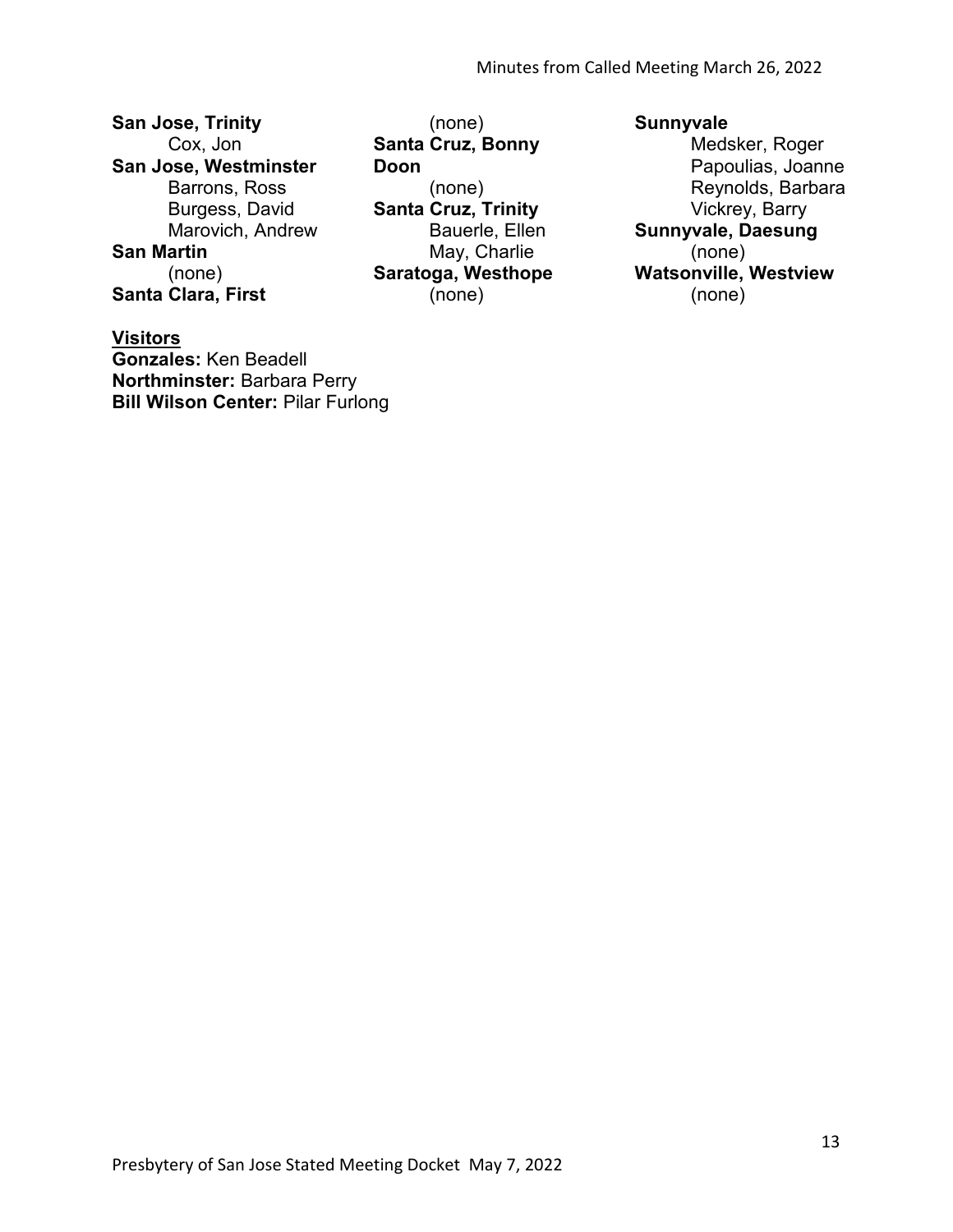**San Jose, Trinity**
Cox, Jon
**San Jose, Westminster**
Barrons, Ross
Burgess, David
Marovich, Andrew
**San Martin**
(none)
**Santa Clara, First**
(none)
**Santa Cruz, Bonny Doon**
(none)
**Santa Cruz, Trinity**
Bauerle, Ellen
May, Charlie
**Saratoga, Westhope**
(none)
**Sunnyvale**
Medsker, Roger
Papoulias, Joanne
Reynolds, Barbara
Vickrey, Barry
**Sunnyvale, Daesung**
(none)
**Watsonville, Westview**
(none)

**Visitors**
**Gonzales:** Ken Beadell
**Northminster:** Barbara Perry
**Bill Wilson Center:** Pilar Furlong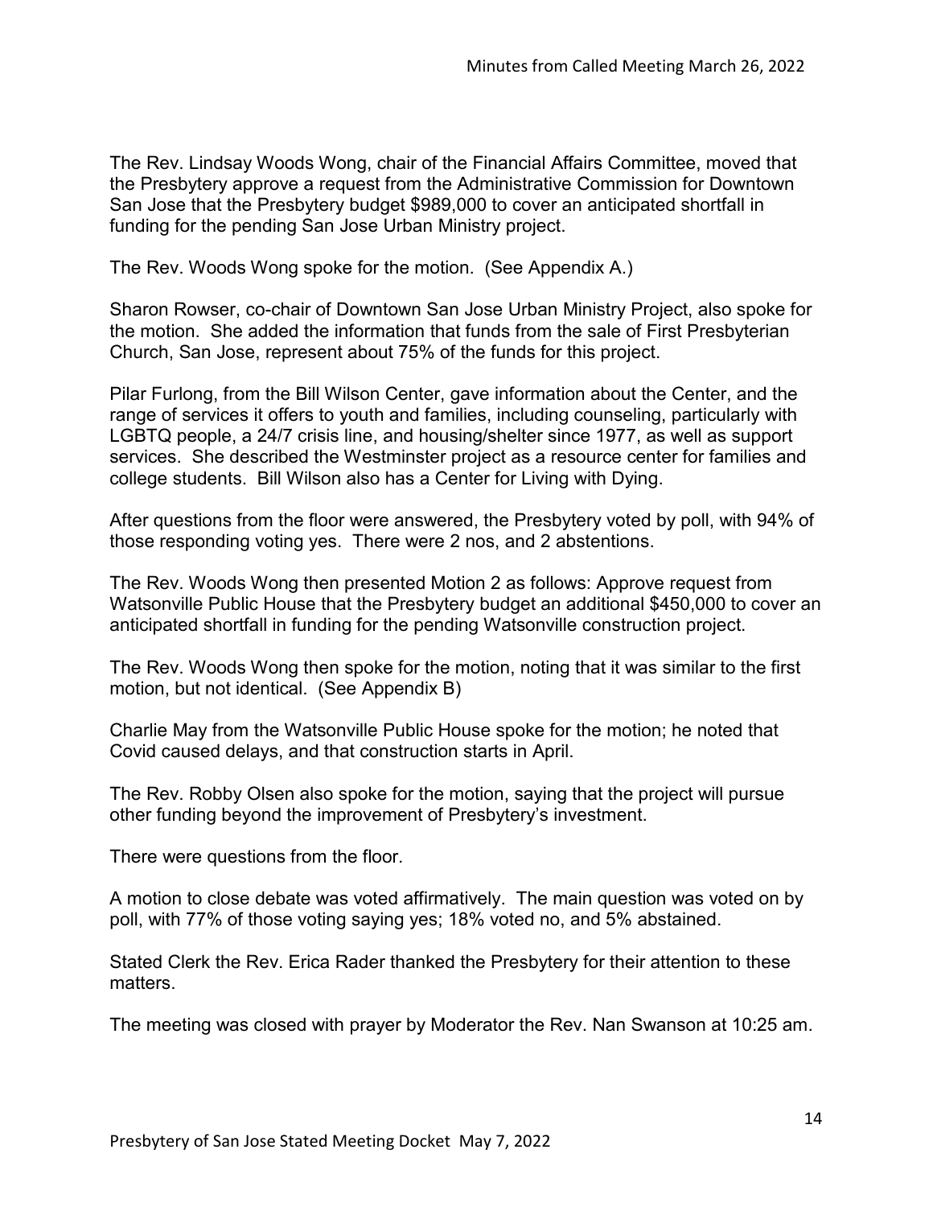The Rev. Lindsay Woods Wong, chair of the Financial Affairs Committee, moved that the Presbytery approve a request from the Administrative Commission for Downtown San Jose that the Presbytery budget $989,000 to cover an anticipated shortfall in funding for the pending San Jose Urban Ministry project.

The Rev. Woods Wong spoke for the motion. (See Appendix A.)

Sharon Rowser, co-chair of Downtown San Jose Urban Ministry Project, also spoke for the motion. She added the information that funds from the sale of First Presbyterian Church, San Jose, represent about 75% of the funds for this project.

Pilar Furlong, from the Bill Wilson Center, gave information about the Center, and the range of services it offers to youth and families, including counseling, particularly with LGBTQ people, a 24/7 crisis line, and housing/shelter since 1977, as well as support services. She described the Westminster project as a resource center for families and college students. Bill Wilson also has a Center for Living with Dying.

After questions from the floor were answered, the Presbytery voted by poll, with 94% of those responding voting yes. There were 2 nos, and 2 abstentions.

The Rev. Woods Wong then presented Motion 2 as follows: Approve request from Watsonville Public House that the Presbytery budget an additional $450,000 to cover an anticipated shortfall in funding for the pending Watsonville construction project.

The Rev. Woods Wong then spoke for the motion, noting that it was similar to the first motion, but not identical. (See Appendix B)

Charlie May from the Watsonville Public House spoke for the motion; he noted that Covid caused delays, and that construction starts in April.

The Rev. Robby Olsen also spoke for the motion, saying that the project will pursue other funding beyond the improvement of Presbytery's investment.

There were questions from the floor.

A motion to close debate was voted affirmatively. The main question was voted on by poll, with 77% of those voting saying yes; 18% voted no, and 5% abstained.

Stated Clerk the Rev. Erica Rader thanked the Presbytery for their attention to these matters.

The meeting was closed with prayer by Moderator the Rev. Nan Swanson at 10:25 am.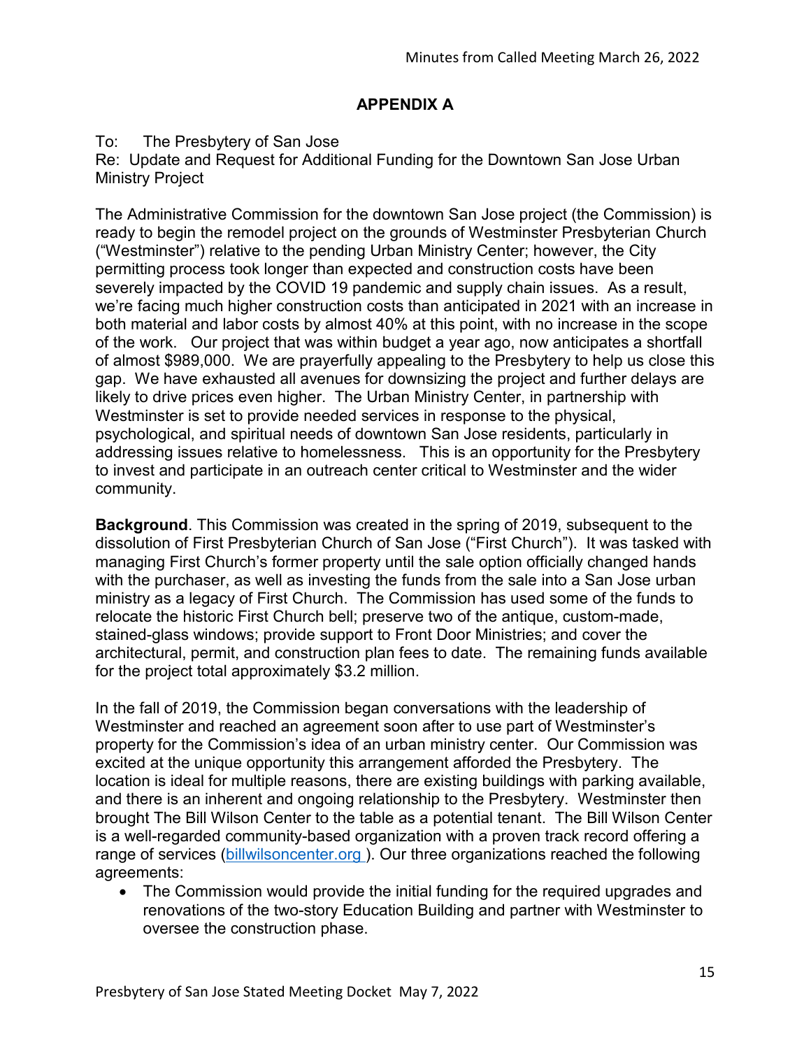## APPENDIX A

To: The Presbytery of San Jose
Re: Update and Request for Additional Funding for the Downtown San Jose Urban Ministry Project

The Administrative Commission for the downtown San Jose project (the Commission) is ready to begin the remodel project on the grounds of Westminster Presbyterian Church ("Westminster") relative to the pending Urban Ministry Center; however, the City permitting process took longer than expected and construction costs have been severely impacted by the COVID 19 pandemic and supply chain issues. As a result, we're facing much higher construction costs than anticipated in 2021 with an increase in both material and labor costs by almost 40% at this point, with no increase in the scope of the work. Our project that was within budget a year ago, now anticipates a shortfall of almost $989,000. We are prayerfully appealing to the Presbytery to help us close this gap. We have exhausted all avenues for downsizing the project and further delays are likely to drive prices even higher. The Urban Ministry Center, in partnership with Westminster is set to provide needed services in response to the physical, psychological, and spiritual needs of downtown San Jose residents, particularly in addressing issues relative to homelessness. This is an opportunity for the Presbytery to invest and participate in an outreach center critical to Westminster and the wider community.

**Background**. This Commission was created in the spring of 2019, subsequent to the dissolution of First Presbyterian Church of San Jose ("First Church"). It was tasked with managing First Church's former property until the sale option officially changed hands with the purchaser, as well as investing the funds from the sale into a San Jose urban ministry as a legacy of First Church. The Commission has used some of the funds to relocate the historic First Church bell; preserve two of the antique, custom-made, stained-glass windows; provide support to Front Door Ministries; and cover the architectural, permit, and construction plan fees to date. The remaining funds available for the project total approximately $3.2 million.

In the fall of 2019, the Commission began conversations with the leadership of Westminster and reached an agreement soon after to use part of Westminster's property for the Commission's idea of an urban ministry center. Our Commission was excited at the unique opportunity this arrangement afforded the Presbytery. The location is ideal for multiple reasons, there are existing buildings with parking available, and there is an inherent and ongoing relationship to the Presbytery. Westminster then brought The Bill Wilson Center to the table as a potential tenant. The Bill Wilson Center is a well-regarded community-based organization with a proven track record offering a range of services (billwilsoncenter.org ). Our three organizations reached the following agreements:

- The Commission would provide the initial funding for the required upgrades and renovations of the two-story Education Building and partner with Westminster to oversee the construction phase.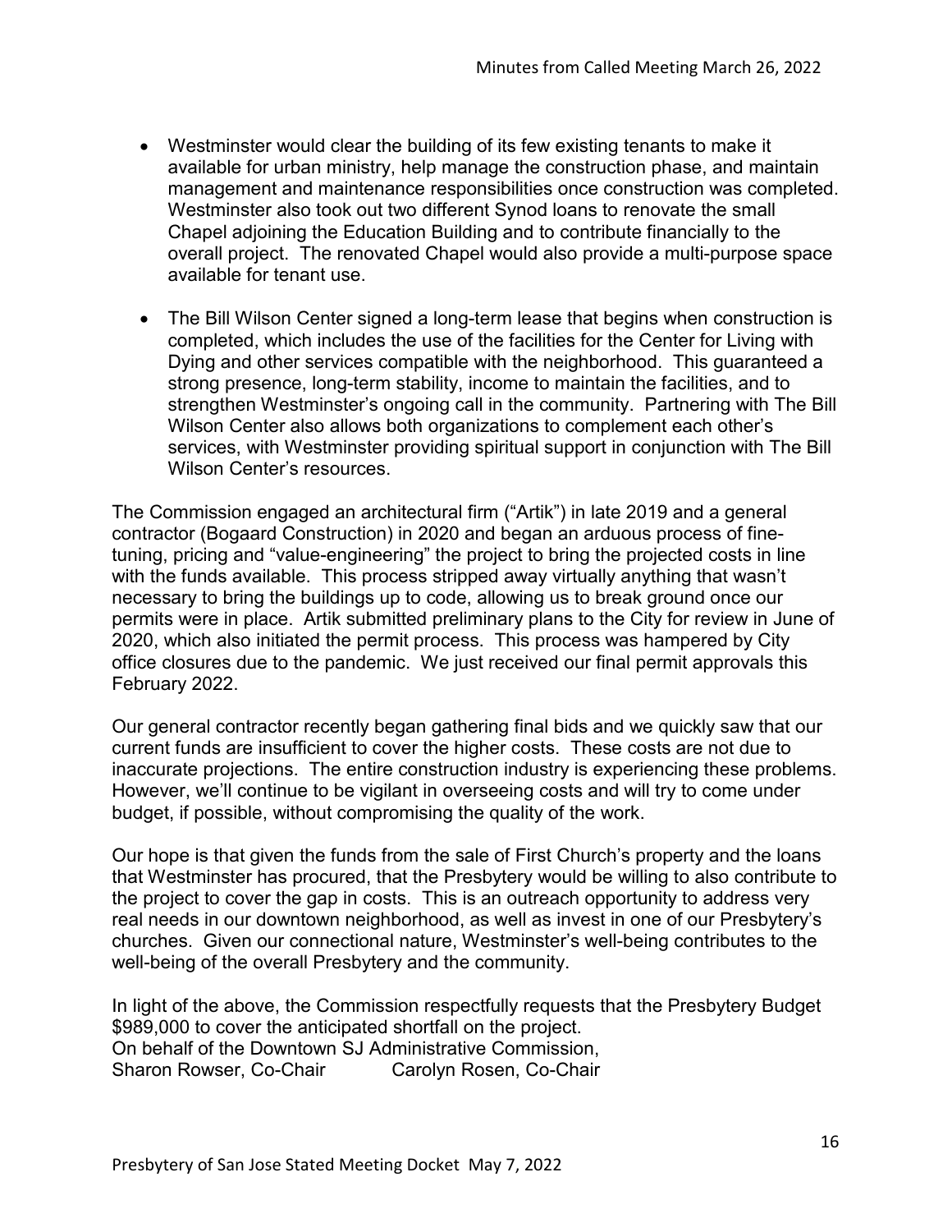- Westminster would clear the building of its few existing tenants to make it available for urban ministry, help manage the construction phase, and maintain management and maintenance responsibilities once construction was completed. Westminster also took out two different Synod loans to renovate the small Chapel adjoining the Education Building and to contribute financially to the overall project. The renovated Chapel would also provide a multi-purpose space available for tenant use.

- The Bill Wilson Center signed a long-term lease that begins when construction is completed, which includes the use of the facilities for the Center for Living with Dying and other services compatible with the neighborhood. This guaranteed a strong presence, long-term stability, income to maintain the facilities, and to strengthen Westminster's ongoing call in the community. Partnering with The Bill Wilson Center also allows both organizations to complement each other's services, with Westminster providing spiritual support in conjunction with The Bill Wilson Center's resources.

The Commission engaged an architectural firm ("Artik") in late 2019 and a general contractor (Bogaard Construction) in 2020 and began an arduous process of fine-tuning, pricing and "value-engineering" the project to bring the projected costs in line with the funds available. This process stripped away virtually anything that wasn't necessary to bring the buildings up to code, allowing us to break ground once our permits were in place. Artik submitted preliminary plans to the City for review in June of 2020, which also initiated the permit process. This process was hampered by City office closures due to the pandemic. We just received our final permit approvals this February 2022.

Our general contractor recently began gathering final bids and we quickly saw that our current funds are insufficient to cover the higher costs. These costs are not due to inaccurate projections. The entire construction industry is experiencing these problems. However, we'll continue to be vigilant in overseeing costs and will try to come under budget, if possible, without compromising the quality of the work.

Our hope is that given the funds from the sale of First Church's property and the loans that Westminster has procured, that the Presbytery would be willing to also contribute to the project to cover the gap in costs. This is an outreach opportunity to address very real needs in our downtown neighborhood, as well as invest in one of our Presbytery's churches. Given our connectional nature, Westminster's well-being contributes to the well-being of the overall Presbytery and the community.

In light of the above, the Commission respectfully requests that the Presbytery Budget $989,000 to cover the anticipated shortfall on the project.
On behalf of the Downtown SJ Administrative Commission,
Sharon Rowser, Co-Chair Carolyn Rosen, Co-Chair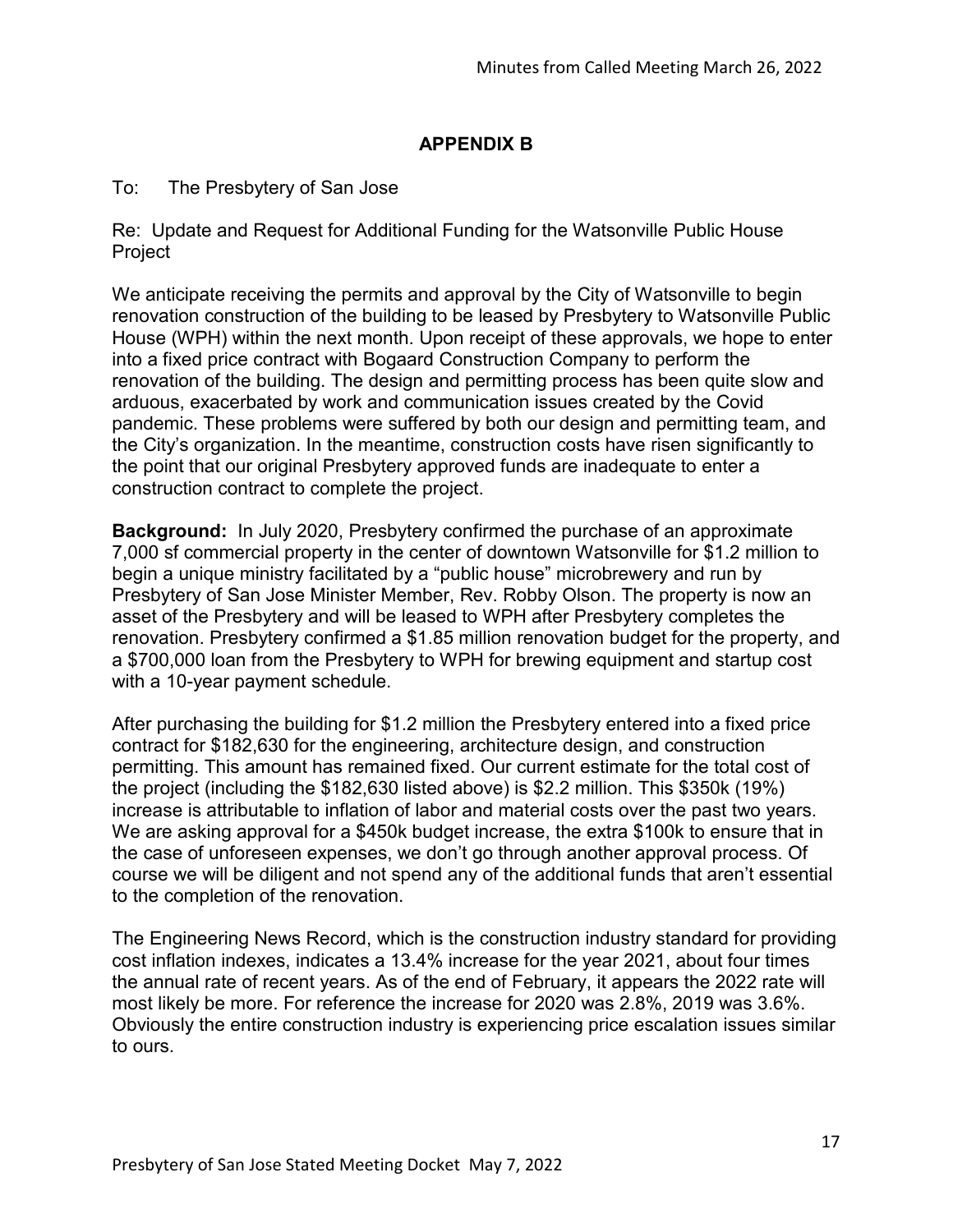## APPENDIX B

To: The Presbytery of San Jose

Re: Update and Request for Additional Funding for the Watsonville Public House Project

We anticipate receiving the permits and approval by the City of Watsonville to begin renovation construction of the building to be leased by Presbytery to Watsonville Public House (WPH) within the next month. Upon receipt of these approvals, we hope to enter into a fixed price contract with Bogaard Construction Company to perform the renovation of the building. The design and permitting process has been quite slow and arduous, exacerbated by work and communication issues created by the Covid pandemic. These problems were suffered by both our design and permitting team, and the City's organization. In the meantime, construction costs have risen significantly to the point that our original Presbytery approved funds are inadequate to enter a construction contract to complete the project.

**Background:** In July 2020, Presbytery confirmed the purchase of an approximate 7,000 sf commercial property in the center of downtown Watsonville for $1.2 million to begin a unique ministry facilitated by a "public house" microbrewery and run by Presbytery of San Jose Minister Member, Rev. Robby Olson. The property is now an asset of the Presbytery and will be leased to WPH after Presbytery completes the renovation. Presbytery confirmed a $1.85 million renovation budget for the property, and a $700,000 loan from the Presbytery to WPH for brewing equipment and startup cost with a 10-year payment schedule.

After purchasing the building for $1.2 million the Presbytery entered into a fixed price contract for $182,630 for the engineering, architecture design, and construction permitting. This amount has remained fixed. Our current estimate for the total cost of the project (including the $182,630 listed above) is $2.2 million. This $350k (19%) increase is attributable to inflation of labor and material costs over the past two years. We are asking approval for a $450k budget increase, the extra $100k to ensure that in the case of unforeseen expenses, we don't go through another approval process. Of course we will be diligent and not spend any of the additional funds that aren't essential to the completion of the renovation.

The Engineering News Record, which is the construction industry standard for providing cost inflation indexes, indicates a 13.4% increase for the year 2021, about four times the annual rate of recent years. As of the end of February, it appears the 2022 rate will most likely be more. For reference the increase for 2020 was 2.8%, 2019 was 3.6%. Obviously the entire construction industry is experiencing price escalation issues similar to ours.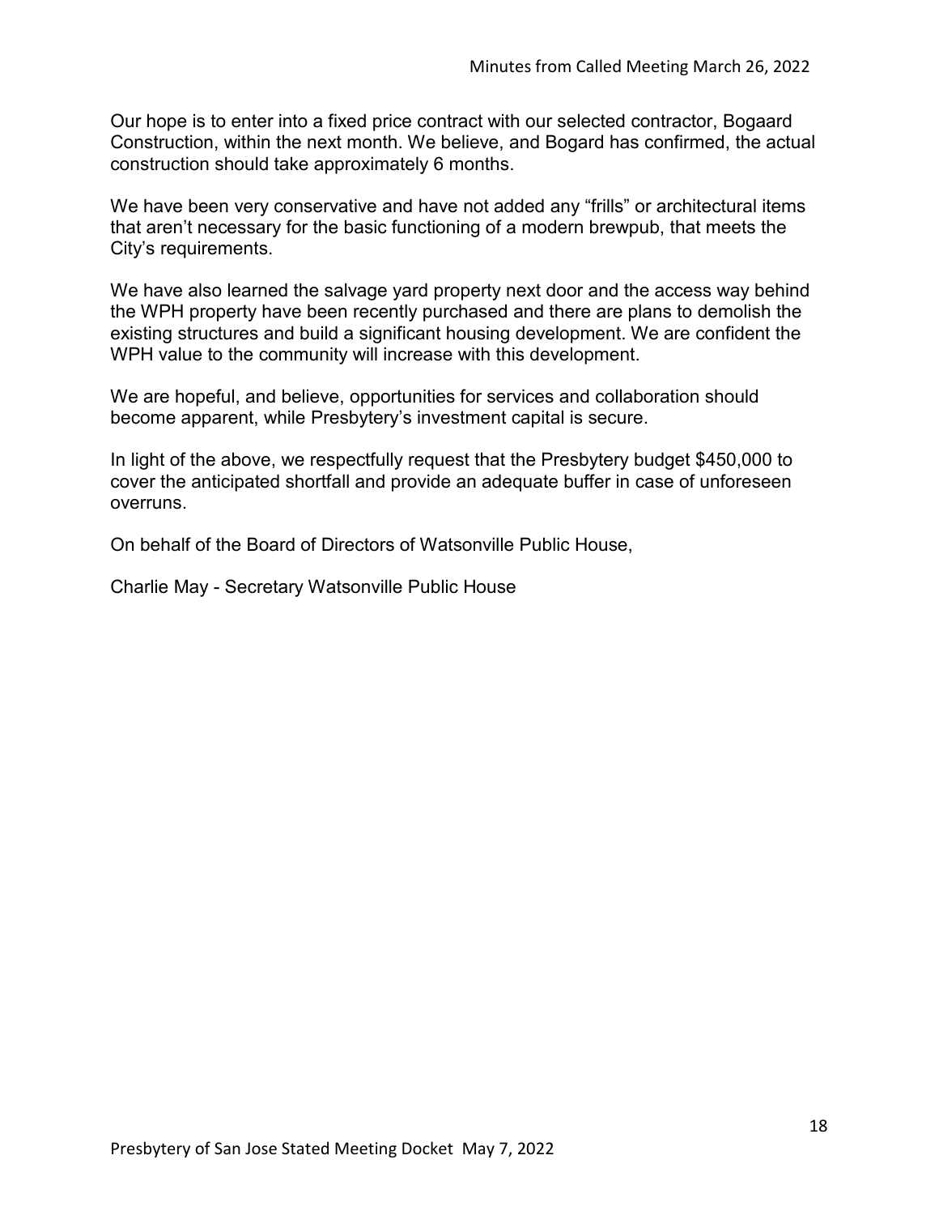Our hope is to enter into a fixed price contract with our selected contractor, Bogaard Construction, within the next month. We believe, and Bogard has confirmed, the actual construction should take approximately 6 months.

We have been very conservative and have not added any "frills" or architectural items that aren't necessary for the basic functioning of a modern brewpub, that meets the City's requirements.

We have also learned the salvage yard property next door and the access way behind the WPH property have been recently purchased and there are plans to demolish the existing structures and build a significant housing development. We are confident the WPH value to the community will increase with this development.

We are hopeful, and believe, opportunities for services and collaboration should become apparent, while Presbytery's investment capital is secure.

In light of the above, we respectfully request that the Presbytery budget $450,000 to cover the anticipated shortfall and provide an adequate buffer in case of unforeseen overruns.

On behalf of the Board of Directors of Watsonville Public House,

Charlie May - Secretary Watsonville Public House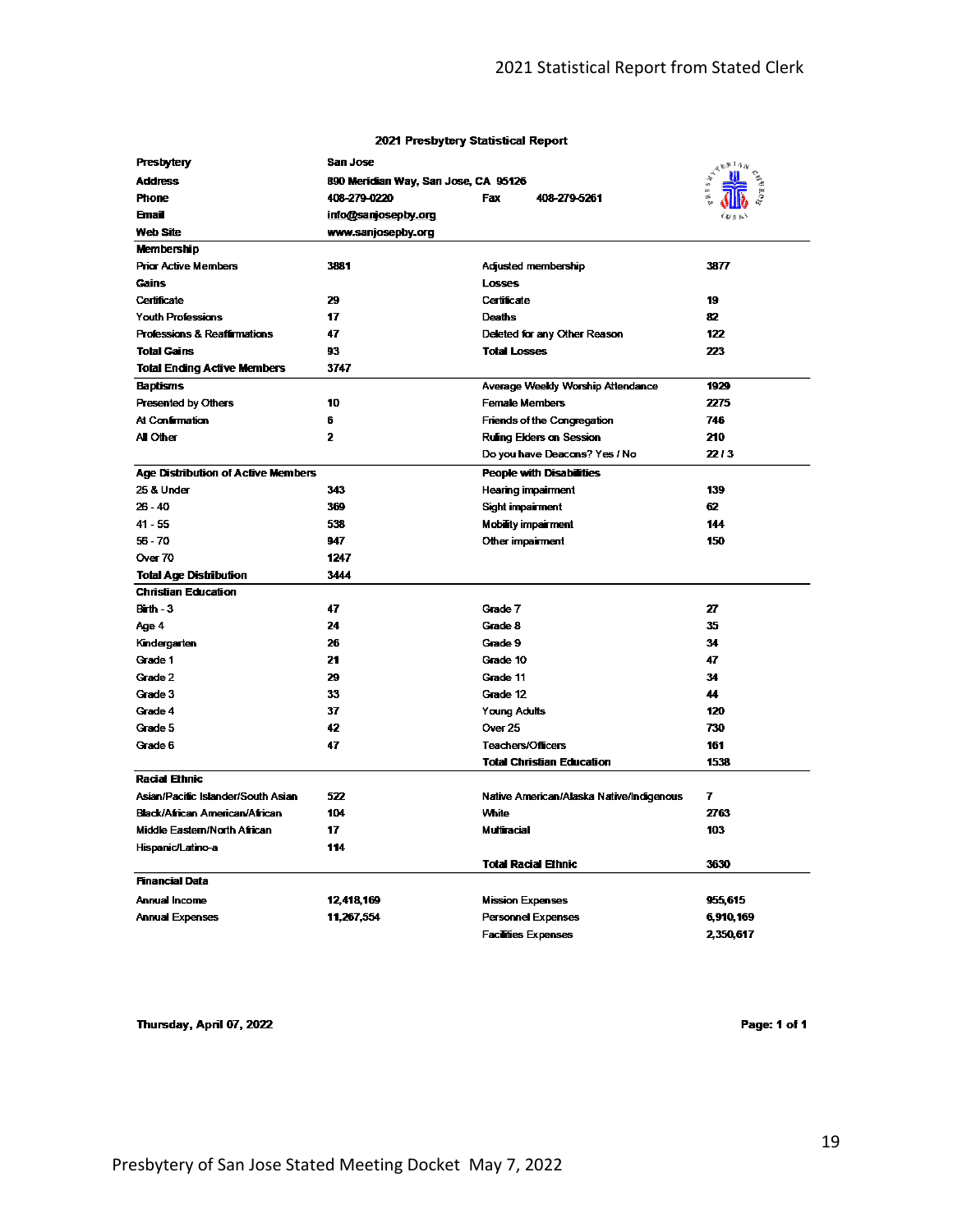# 2021 Statistical Report from Stated Clerk

## 2021 Presbytery Statistical Report

| | | | |
|---|---|---|---|
| **Presbytery** | San Jose | | |
| **Address** | 890 Meridian Way, San Jose, CA 95126 | | |
| **Phone** | 408-279-0220 | Fax | 408-279-5261 |
| **Email** | info@sanjosepby.org | | |
| **Web Site** | www.sanjosepby.org | | |

| **Membership** | | | |
|---|---|---|---|
| Prior Active Members | 3881 | Adjusted membership | 3877 |
| **Gains** | | **Losses** | |
| Certificate | 29 | Certificate | 19 |
| Youth Professions | 17 | Deaths | 82 |
| Professions & Reaffirmations | 47 | Deleted for any Other Reason | 122 |
| **Total Gains** | 93 | **Total Losses** | 223 |
| **Total Ending Active Members** | 3747 | | |

| **Baptisms** | | Average Weekly Worship Attendance | 1929 |
|---|---|---|---|
| Presented by Others | 10 | Female Members | 2275 |
| At Confirmation | 6 | Friends of the Congregation | 746 |
| All Other | 2 | Ruling Elders on Session | 210 |
| | | Do you have Deacons? Yes / No | 22 / 3 |

| **Age Distribution of Active Members** | | **People with Disabilities** | |
|---|---|---|---|
| 25 & Under | 343 | Hearing impairment | 139 |
| 26 - 40 | 369 | Sight impairment | 62 |
| 41 - 55 | 538 | Mobility impairment | 144 |
| 56 - 70 | 947 | Other impairment | 150 |
| Over 70 | 1247 | | |
| **Total Age Distribution** | 3444 | | |

| **Christian Education** | | | |
|---|---|---|---|
| Birth - 3 | 47 | Grade 7 | 27 |
| Age 4 | 24 | Grade 8 | 35 |
| Kindergarten | 26 | Grade 9 | 34 |
| Grade 1 | 21 | Grade 10 | 47 |
| Grade 2 | 29 | Grade 11 | 34 |
| Grade 3 | 33 | Grade 12 | 44 |
| Grade 4 | 37 | Young Adults | 120 |
| Grade 5 | 42 | Over 25 | 730 |
| Grade 6 | 47 | Teachers/Officers | 161 |
| | | **Total Christian Education** | 1538 |

| **Racial Ethnic** | | | |
|---|---|---|---|
| Asian/Pacific Islander/South Asian | 522 | Native American/Alaska Native/Indigenous | 7 |
| Black/African American/African | 104 | White | 2763 |
| Middle Eastern/North African | 17 | Multiracial | 103 |
| Hispanic/Latino-a | 114 | | |
| | | **Total Racial Ethnic** | 3630 |

| **Financial Data** | | | |
|---|---|---|---|
| Annual Income | 12,418,169 | Mission Expenses | 955,615 |
| Annual Expenses | 11,267,554 | Personnel Expenses | 6,910,169 |
| | | Facilities Expenses | 2,350,617 |

Thursday, April 07, 2022

Presbytery of San Jose Stated Meeting Docket May 7, 2022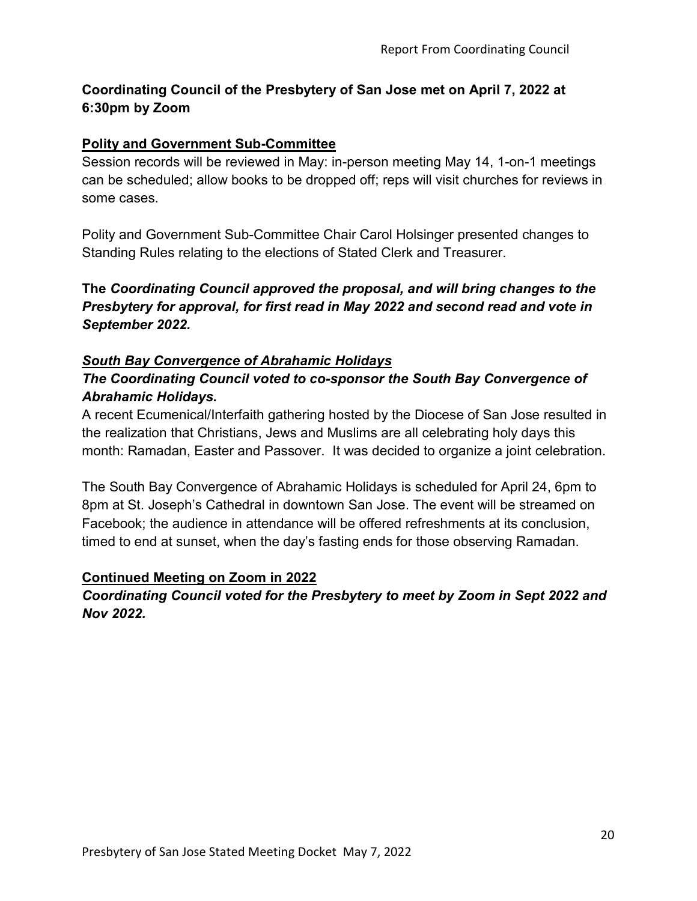**Coordinating Council of the Presbytery of San Jose met on April 7, 2022 at 6:30pm by Zoom**

**Polity and Government Sub-Committee**

Session records will be reviewed in May: in-person meeting May 14, 1-on-1 meetings can be scheduled; allow books to be dropped off; reps will visit churches for reviews in some cases.

Polity and Government Sub-Committee Chair Carol Holsinger presented changes to Standing Rules relating to the elections of Stated Clerk and Treasurer.

**The *Coordinating Council approved the proposal, and will bring changes to the Presbytery for approval, for first read in May 2022 and second read and vote in September 2022.***

***South Bay Convergence of Abrahamic Holidays***

***The Coordinating Council voted to co-sponsor the South Bay Convergence of Abrahamic Holidays.***

A recent Ecumenical/Interfaith gathering hosted by the Diocese of San Jose resulted in the realization that Christians, Jews and Muslims are all celebrating holy days this month: Ramadan, Easter and Passover. It was decided to organize a joint celebration.

The South Bay Convergence of Abrahamic Holidays is scheduled for April 24, 6pm to 8pm at St. Joseph's Cathedral in downtown San Jose. The event will be streamed on Facebook; the audience in attendance will be offered refreshments at its conclusion, timed to end at sunset, when the day's fasting ends for those observing Ramadan.

**Continued Meeting on Zoom in 2022**

***Coordinating Council voted for the Presbytery to meet by Zoom in Sept 2022 and Nov 2022.***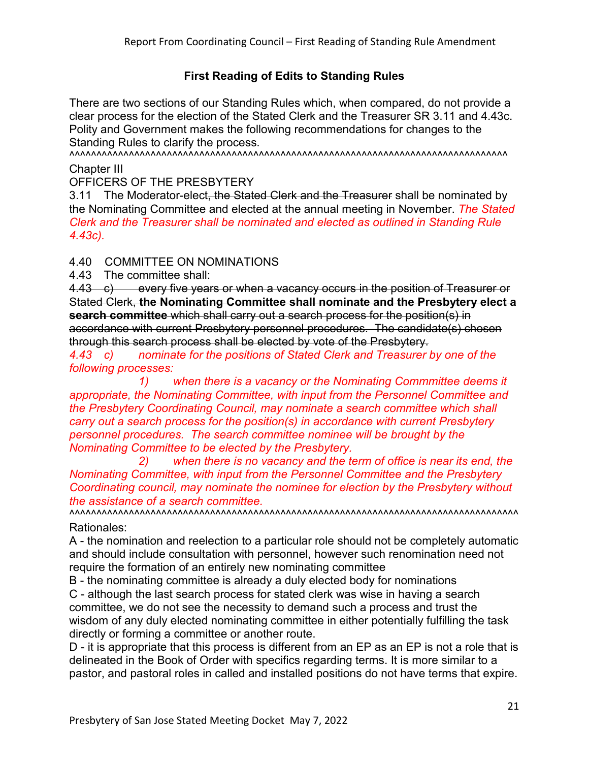## First Reading of Edits to Standing Rules

There are two sections of our Standing Rules which, when compared, do not provide a clear process for the election of the Stated Clerk and the Treasurer SR 3.11 and 4.43c. Polity and Government makes the following recommendations for changes to the Standing Rules to clarify the process.

^^^^^^^^^^^^^^^^^^^^^^^^^^^^^^^^^^^^^^^^^^^^^^^^^^^^^^^^^^^^^^^^^^^^^^^^^^^^^^^^^^^

Chapter III

OFFICERS OF THE PRESBYTERY

3.11 The Moderator-elect~~, the Stated Clerk and the Treasurer~~ shall be nominated by the Nominating Committee and elected at the annual meeting in November. *The Stated Clerk and the Treasurer shall be nominated and elected as outlined in Standing Rule 4.43c).*

4.40 COMMITTEE ON NOMINATIONS

4.43 The committee shall:

~~4.43 c) every five years or when a vacancy occurs in the position of Treasurer or Stated Clerk, **the Nominating Committee shall nominate and the Presbytery elect a search committee** which shall carry out a search process for the position(s) in accordance with current Presbytery personnel procedures. The candidate(s) chosen through this search process shall be elected by vote of the Presbytery.~~

*4.43 c) nominate for the positions of Stated Clerk and Treasurer by one of the following processes:*

*1) when there is a vacancy or the Nominating Commmittee deems it appropriate, the Nominating Committee, with input from the Personnel Committee and the Presbytery Coordinating Council, may nominate a search committee which shall carry out a search process for the position(s) in accordance with current Presbytery personnel procedures. The search committee nominee will be brought by the Nominating Committee to be elected by the Presbytery.*

*2) when there is no vacancy and the term of office is near its end, the Nominating Committee, with input from the Personnel Committee and the Presbytery Coordinating council, may nominate the nominee for election by the Presbytery without the assistance of a search committee.*

^^^^^^^^^^^^^^^^^^^^^^^^^^^^^^^^^^^^^^^^^^^^^^^^^^^^^^^^^^^^^^^^^^^^^^^^^^^^^^^^^^^

Rationales:

A - the nomination and reelection to a particular role should not be completely automatic and should include consultation with personnel, however such renomination need not require the formation of an entirely new nominating committee

B - the nominating committee is already a duly elected body for nominations

C - although the last search process for stated clerk was wise in having a search committee, we do not see the necessity to demand such a process and trust the wisdom of any duly elected nominating committee in either potentially fulfilling the task directly or forming a committee or another route.

D - it is appropriate that this process is different from an EP as an EP is not a role that is delineated in the Book of Order with specifics regarding terms. It is more similar to a pastor, and pastoral roles in called and installed positions do not have terms that expire.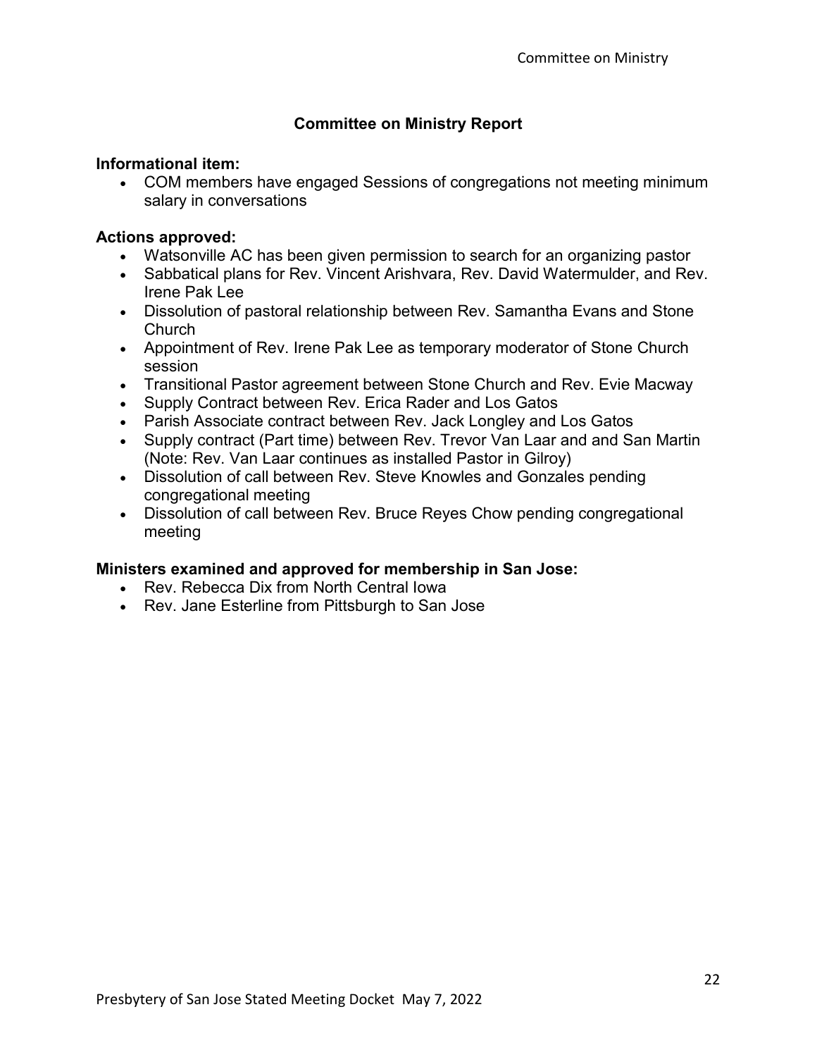## Committee on Ministry Report

**Informational item:**

- COM members have engaged Sessions of congregations not meeting minimum salary in conversations

**Actions approved:**

- Watsonville AC has been given permission to search for an organizing pastor
- Sabbatical plans for Rev. Vincent Arishvara, Rev. David Watermulder, and Rev. Irene Pak Lee
- Dissolution of pastoral relationship between Rev. Samantha Evans and Stone Church
- Appointment of Rev. Irene Pak Lee as temporary moderator of Stone Church session
- Transitional Pastor agreement between Stone Church and Rev. Evie Macway
- Supply Contract between Rev. Erica Rader and Los Gatos
- Parish Associate contract between Rev. Jack Longley and Los Gatos
- Supply contract (Part time) between Rev. Trevor Van Laar and and San Martin (Note: Rev. Van Laar continues as installed Pastor in Gilroy)
- Dissolution of call between Rev. Steve Knowles and Gonzales pending congregational meeting
- Dissolution of call between Rev. Bruce Reyes Chow pending congregational meeting

**Ministers examined and approved for membership in San Jose:**

- Rev. Rebecca Dix from North Central Iowa
- Rev. Jane Esterline from Pittsburgh to San Jose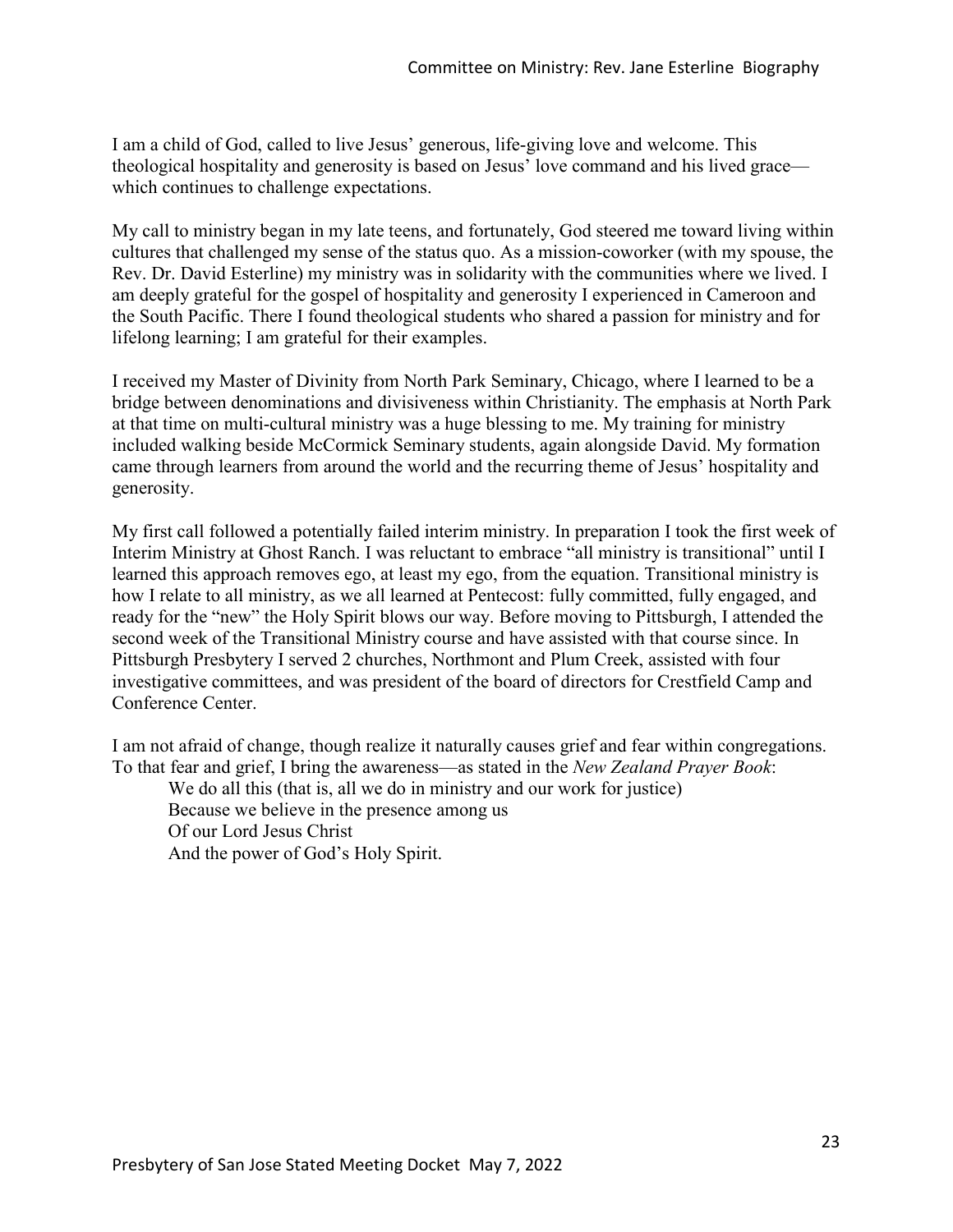I am a child of God, called to live Jesus' generous, life-giving love and welcome. This theological hospitality and generosity is based on Jesus' love command and his lived grace—which continues to challenge expectations.

My call to ministry began in my late teens, and fortunately, God steered me toward living within cultures that challenged my sense of the status quo. As a mission-coworker (with my spouse, the Rev. Dr. David Esterline) my ministry was in solidarity with the communities where we lived. I am deeply grateful for the gospel of hospitality and generosity I experienced in Cameroon and the South Pacific. There I found theological students who shared a passion for ministry and for lifelong learning; I am grateful for their examples.

I received my Master of Divinity from North Park Seminary, Chicago, where I learned to be a bridge between denominations and divisiveness within Christianity. The emphasis at North Park at that time on multi-cultural ministry was a huge blessing to me. My training for ministry included walking beside McCormick Seminary students, again alongside David. My formation came through learners from around the world and the recurring theme of Jesus' hospitality and generosity.

My first call followed a potentially failed interim ministry. In preparation I took the first week of Interim Ministry at Ghost Ranch. I was reluctant to embrace "all ministry is transitional" until I learned this approach removes ego, at least my ego, from the equation. Transitional ministry is how I relate to all ministry, as we all learned at Pentecost: fully committed, fully engaged, and ready for the "new" the Holy Spirit blows our way. Before moving to Pittsburgh, I attended the second week of the Transitional Ministry course and have assisted with that course since. In Pittsburgh Presbytery I served 2 churches, Northmont and Plum Creek, assisted with four investigative committees, and was president of the board of directors for Crestfield Camp and Conference Center.

I am not afraid of change, though realize it naturally causes grief and fear within congregations. To that fear and grief, I bring the awareness—as stated in the *New Zealand Prayer Book*:

> We do all this (that is, all we do in ministry and our work for justice)
> Because we believe in the presence among us
> Of our Lord Jesus Christ
> And the power of God's Holy Spirit.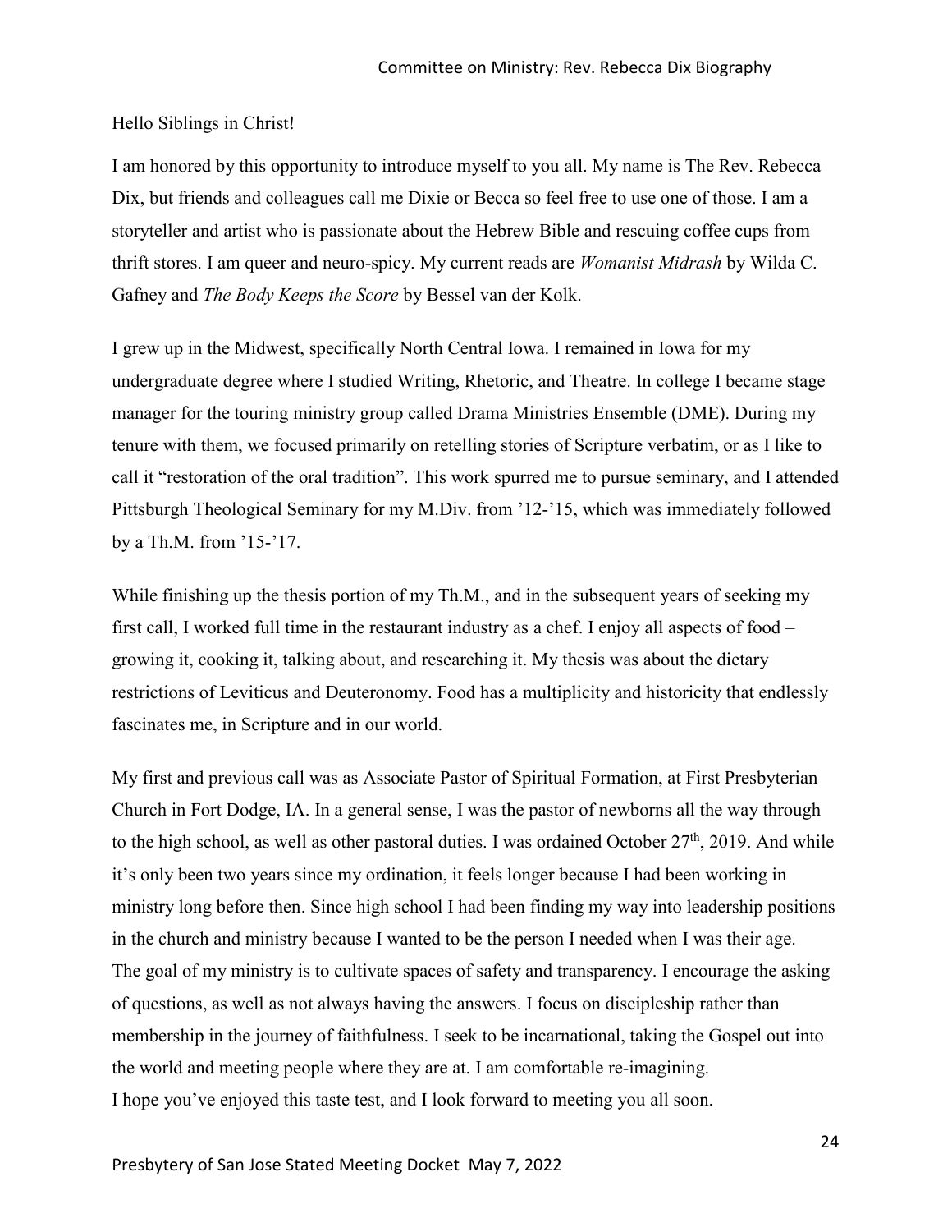Hello Siblings in Christ!

I am honored by this opportunity to introduce myself to you all. My name is The Rev. Rebecca Dix, but friends and colleagues call me Dixie or Becca so feel free to use one of those. I am a storyteller and artist who is passionate about the Hebrew Bible and rescuing coffee cups from thrift stores. I am queer and neuro-spicy. My current reads are *Womanist Midrash* by Wilda C. Gafney and *The Body Keeps the Score* by Bessel van der Kolk.

I grew up in the Midwest, specifically North Central Iowa. I remained in Iowa for my undergraduate degree where I studied Writing, Rhetoric, and Theatre. In college I became stage manager for the touring ministry group called Drama Ministries Ensemble (DME). During my tenure with them, we focused primarily on retelling stories of Scripture verbatim, or as I like to call it "restoration of the oral tradition". This work spurred me to pursue seminary, and I attended Pittsburgh Theological Seminary for my M.Div. from '12-'15, which was immediately followed by a Th.M. from '15-'17.

While finishing up the thesis portion of my Th.M., and in the subsequent years of seeking my first call, I worked full time in the restaurant industry as a chef. I enjoy all aspects of food – growing it, cooking it, talking about, and researching it. My thesis was about the dietary restrictions of Leviticus and Deuteronomy. Food has a multiplicity and historicity that endlessly fascinates me, in Scripture and in our world.

My first and previous call was as Associate Pastor of Spiritual Formation, at First Presbyterian Church in Fort Dodge, IA. In a general sense, I was the pastor of newborns all the way through to the high school, as well as other pastoral duties. I was ordained October 27th, 2019. And while it's only been two years since my ordination, it feels longer because I had been working in ministry long before then. Since high school I had been finding my way into leadership positions in the church and ministry because I wanted to be the person I needed when I was their age. The goal of my ministry is to cultivate spaces of safety and transparency. I encourage the asking of questions, as well as not always having the answers. I focus on discipleship rather than membership in the journey of faithfulness. I seek to be incarnational, taking the Gospel out into the world and meeting people where they are at. I am comfortable re-imagining.
I hope you've enjoyed this taste test, and I look forward to meeting you all soon.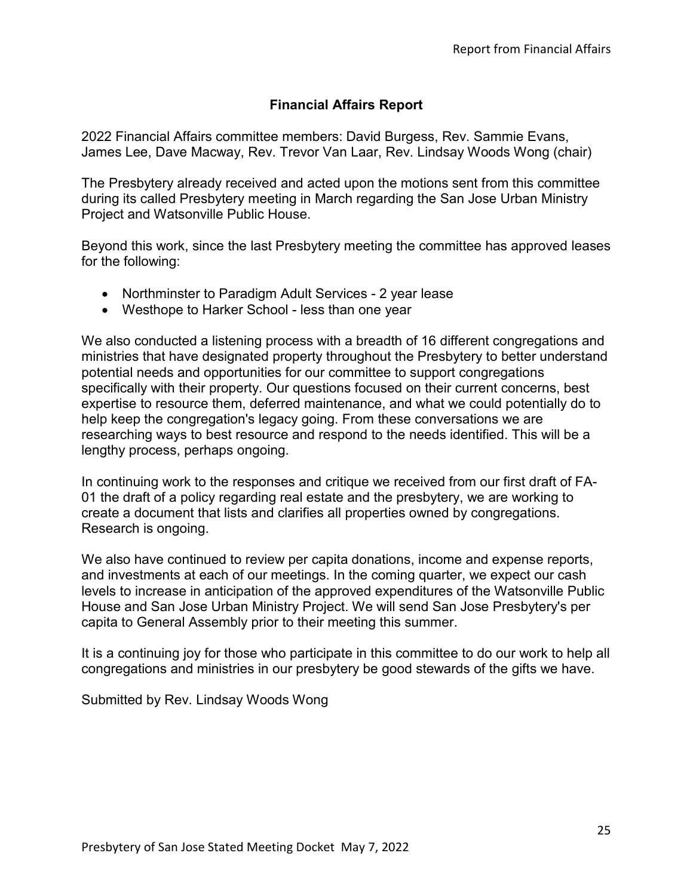## Financial Affairs Report

2022 Financial Affairs committee members: David Burgess, Rev. Sammie Evans, James Lee, Dave Macway, Rev. Trevor Van Laar, Rev. Lindsay Woods Wong (chair)

The Presbytery already received and acted upon the motions sent from this committee during its called Presbytery meeting in March regarding the San Jose Urban Ministry Project and Watsonville Public House.

Beyond this work, since the last Presbytery meeting the committee has approved leases for the following:

- Northminster to Paradigm Adult Services - 2 year lease
- Westhope to Harker School - less than one year

We also conducted a listening process with a breadth of 16 different congregations and ministries that have designated property throughout the Presbytery to better understand potential needs and opportunities for our committee to support congregations specifically with their property. Our questions focused on their current concerns, best expertise to resource them, deferred maintenance, and what we could potentially do to help keep the congregation's legacy going. From these conversations we are researching ways to best resource and respond to the needs identified. This will be a lengthy process, perhaps ongoing.

In continuing work to the responses and critique we received from our first draft of FA-01 the draft of a policy regarding real estate and the presbytery, we are working to create a document that lists and clarifies all properties owned by congregations. Research is ongoing.

We also have continued to review per capita donations, income and expense reports, and investments at each of our meetings. In the coming quarter, we expect our cash levels to increase in anticipation of the approved expenditures of the Watsonville Public House and San Jose Urban Ministry Project. We will send San Jose Presbytery's per capita to General Assembly prior to their meeting this summer.

It is a continuing joy for those who participate in this committee to do our work to help all congregations and ministries in our presbytery be good stewards of the gifts we have.

Submitted by Rev. Lindsay Woods Wong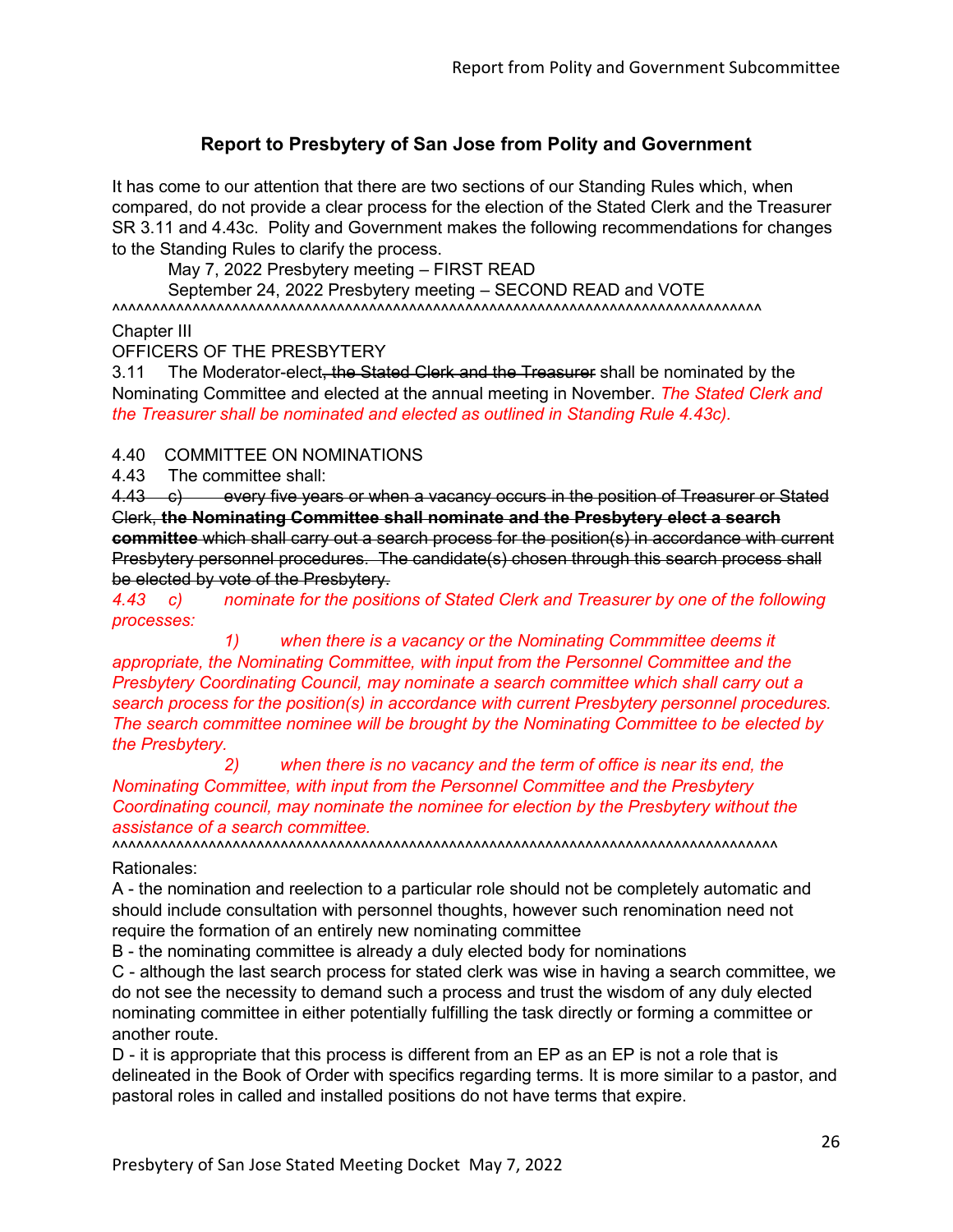## Report to Presbytery of San Jose from Polity and Government

It has come to our attention that there are two sections of our Standing Rules which, when compared, do not provide a clear process for the election of the Stated Clerk and the Treasurer SR 3.11 and 4.43c. Polity and Government makes the following recommendations for changes to the Standing Rules to clarify the process.

May 7, 2022 Presbytery meeting – FIRST READ

September 24, 2022 Presbytery meeting – SECOND READ and VOTE

^^^^^^^^^^^^^^^^^^^^^^^^^^^^^^^^^^^^^^^^^^^^^^^^^^^^^^^^^^^^^^^^^^^^^^^^^^^^^^^^^^^^^^^^

Chapter III

OFFICERS OF THE PRESBYTERY

3.11 The Moderator-elect~~, the Stated Clerk and the Treasurer~~ shall be nominated by the Nominating Committee and elected at the annual meeting in November. *The Stated Clerk and the Treasurer shall be nominated and elected as outlined in Standing Rule 4.43c).*

4.40 COMMITTEE ON NOMINATIONS

4.43 The committee shall:

~~4.43 c) every five years or when a vacancy occurs in the position of Treasurer or Stated Clerk,~~ ~~**the Nominating Committee shall nominate and the Presbytery elect a search committee**~~ ~~which shall carry out a search process for the position(s) in accordance with current Presbytery personnel procedures. The candidate(s) chosen through this search process shall be elected by vote of the Presbytery.~~

*4.43 c) nominate for the positions of Stated Clerk and Treasurer by one of the following processes:*

*1) when there is a vacancy or the Nominating Commmittee deems it appropriate, the Nominating Committee, with input from the Personnel Committee and the Presbytery Coordinating Council, may nominate a search committee which shall carry out a search process for the position(s) in accordance with current Presbytery personnel procedures. The search committee nominee will be brought by the Nominating Committee to be elected by the Presbytery.*

*2) when there is no vacancy and the term of office is near its end, the Nominating Committee, with input from the Personnel Committee and the Presbytery Coordinating council, may nominate the nominee for election by the Presbytery without the assistance of a search committee.*

^^^^^^^^^^^^^^^^^^^^^^^^^^^^^^^^^^^^^^^^^^^^^^^^^^^^^^^^^^^^^^^^^^^^^^^^^^^^^^^^^^^^^^^^

Rationales:

A - the nomination and reelection to a particular role should not be completely automatic and should include consultation with personnel thoughts, however such renomination need not require the formation of an entirely new nominating committee

B - the nominating committee is already a duly elected body for nominations

C - although the last search process for stated clerk was wise in having a search committee, we do not see the necessity to demand such a process and trust the wisdom of any duly elected nominating committee in either potentially fulfilling the task directly or forming a committee or another route.

D - it is appropriate that this process is different from an EP as an EP is not a role that is delineated in the Book of Order with specifics regarding terms. It is more similar to a pastor, and pastoral roles in called and installed positions do not have terms that expire.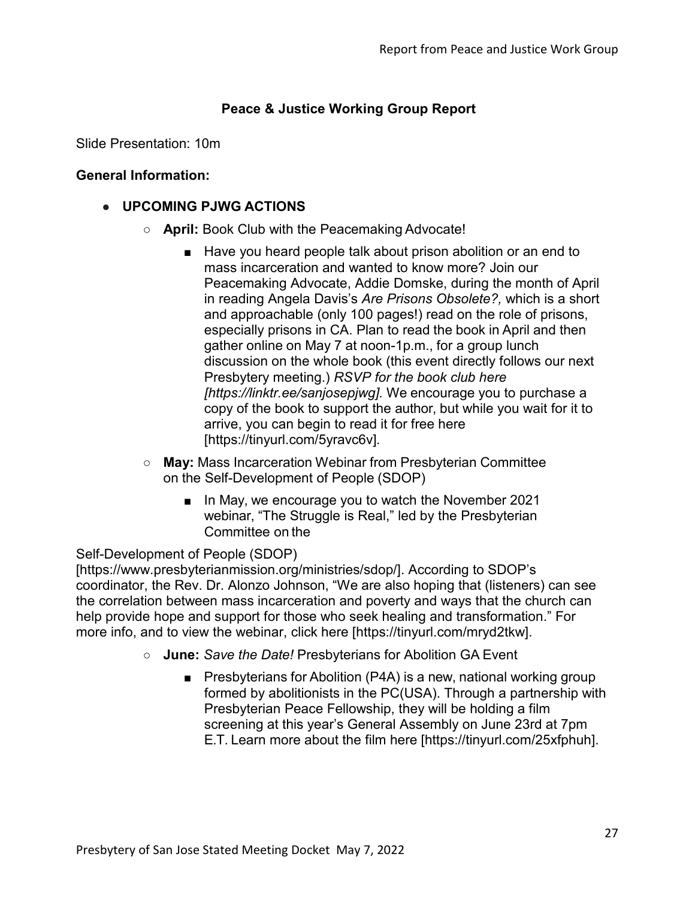## Peace & Justice Working Group Report

Slide Presentation: 10m

**General Information:**

- **UPCOMING PJWG ACTIONS**
  - **April:** Book Club with the Peacemaking Advocate!
    - Have you heard people talk about prison abolition or an end to mass incarceration and wanted to know more? Join our Peacemaking Advocate, Addie Domske, during the month of April in reading Angela Davis's *Are Prisons Obsolete?,* which is a short and approachable (only 100 pages!) read on the role of prisons, especially prisons in CA. Plan to read the book in April and then gather online on May 7 at noon-1p.m., for a group lunch discussion on the whole book (this event directly follows our next Presbytery meeting.) *RSVP for the book club here [https://linktr.ee/sanjosepjwg].* We encourage you to purchase a copy of the book to support the author, but while you wait for it to arrive, you can begin to read it for free here [https://tinyurl.com/5yravc6v].
  - **May:** Mass Incarceration Webinar from Presbyterian Committee on the Self-Development of People (SDOP)
    - In May, we encourage you to watch the November 2021 webinar, "The Struggle is Real," led by the Presbyterian Committee on the

Self-Development of People (SDOP) [https://www.presbyterianmission.org/ministries/sdop/]. According to SDOP's coordinator, the Rev. Dr. Alonzo Johnson, "We are also hoping that (listeners) can see the correlation between mass incarceration and poverty and ways that the church can help provide hope and support for those who seek healing and transformation." For more info, and to view the webinar, click here [https://tinyurl.com/mryd2tkw].

  - **June:** *Save the Date!* Presbyterians for Abolition GA Event
    - Presbyterians for Abolition (P4A) is a new, national working group formed by abolitionists in the PC(USA). Through a partnership with Presbyterian Peace Fellowship, they will be holding a film screening at this year's General Assembly on June 23rd at 7pm E.T. Learn more about the film here [https://tinyurl.com/25xfphuh].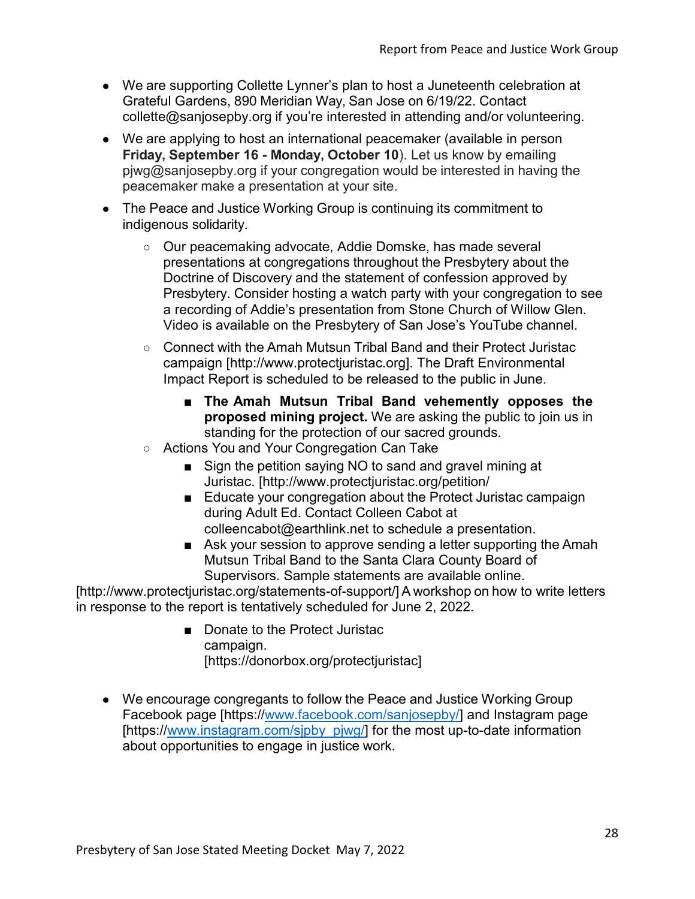- We are supporting Collette Lynner's plan to host a Juneteenth celebration at Grateful Gardens, 890 Meridian Way, San Jose on 6/19/22. Contact collette@sanjosepby.org if you're interested in attending and/or volunteering.
- We are applying to host an international peacemaker (available in person **Friday, September 16 - Monday, October 10**). Let us know by emailing pjwg@sanjosepby.org if your congregation would be interested in having the peacemaker make a presentation at your site.
- The Peace and Justice Working Group is continuing its commitment to indigenous solidarity.
  - Our peacemaking advocate, Addie Domske, has made several presentations at congregations throughout the Presbytery about the Doctrine of Discovery and the statement of confession approved by Presbytery. Consider hosting a watch party with your congregation to see a recording of Addie's presentation from Stone Church of Willow Glen. Video is available on the Presbytery of San Jose's YouTube channel.
  - Connect with the Amah Mutsun Tribal Band and their Protect Juristac campaign [http://www.protectjuristac.org]. The Draft Environmental Impact Report is scheduled to be released to the public in June.
    - **The Amah Mutsun Tribal Band vehemently opposes the proposed mining project.** We are asking the public to join us in standing for the protection of our sacred grounds.
  - Actions You and Your Congregation Can Take
    - Sign the petition saying NO to sand and gravel mining at Juristac. [http://www.protectjuristac.org/petition/
    - Educate your congregation about the Protect Juristac campaign during Adult Ed. Contact Colleen Cabot at colleencabot@earthlink.net to schedule a presentation.
    - Ask your session to approve sending a letter supporting the Amah Mutsun Tribal Band to the Santa Clara County Board of Supervisors. Sample statements are available online.

[http://www.protectjuristac.org/statements-of-support/] A workshop on how to write letters in response to the report is tentatively scheduled for June 2, 2022.

    - Donate to the Protect Juristac campaign. [https://donorbox.org/protectjuristac]

- We encourage congregants to follow the Peace and Justice Working Group Facebook page [https://www.facebook.com/sanjosepby/] and Instagram page [https://www.instagram.com/sjpby_pjwg/] for the most up-to-date information about opportunities to engage in justice work.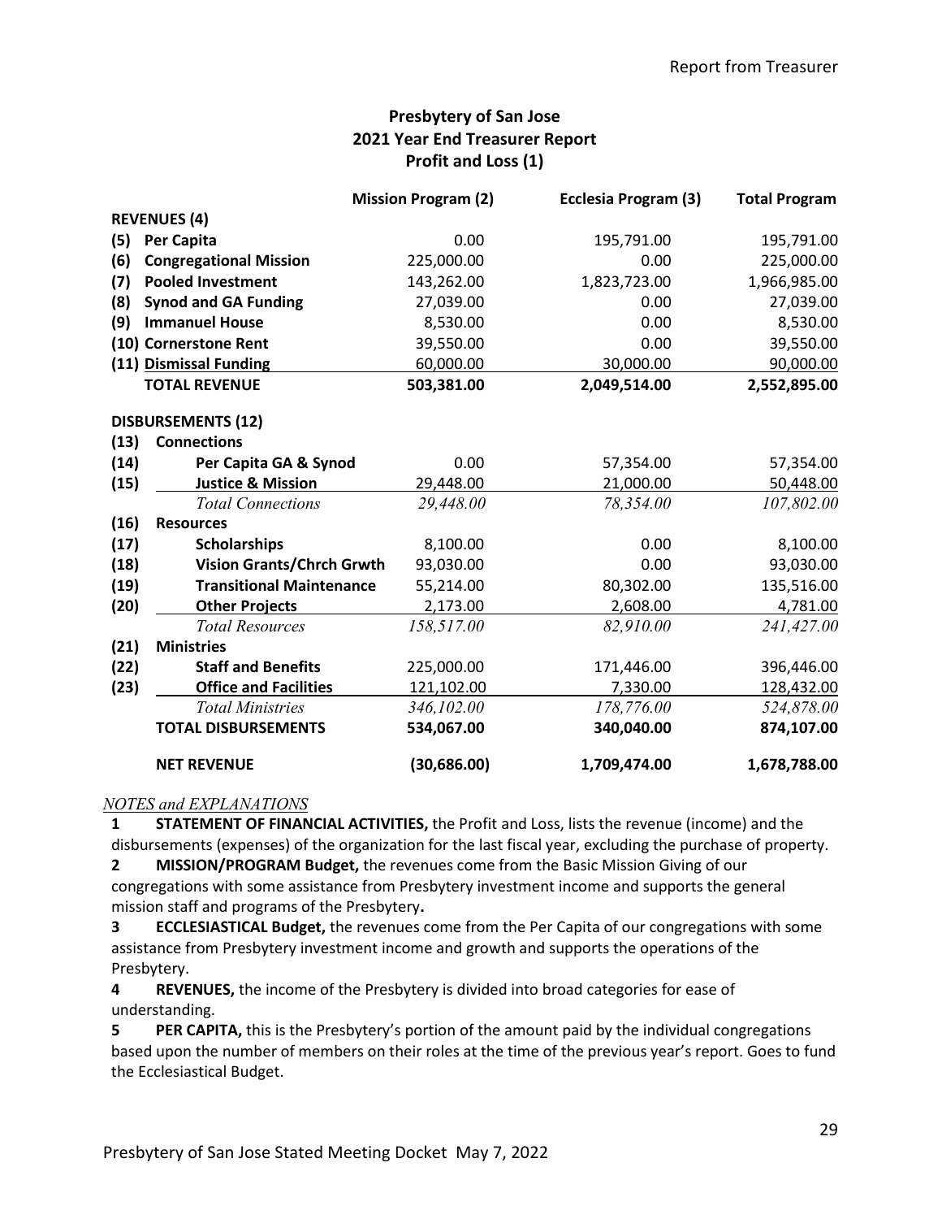## Presbytery of San Jose
## 2021 Year End Treasurer Report
## Profit and Loss (1)

| | | Mission Program (2) | Ecclesia Program (3) | Total Program |
|---|---|---|---|---|
| | **REVENUES (4)** | | | |
| (5) | **Per Capita** | 0.00 | 195,791.00 | 195,791.00 |
| (6) | **Congregational Mission** | 225,000.00 | 0.00 | 225,000.00 |
| (7) | **Pooled Investment** | 143,262.00 | 1,823,723.00 | 1,966,985.00 |
| (8) | **Synod and GA Funding** | 27,039.00 | 0.00 | 27,039.00 |
| (9) | **Immanuel House** | 8,530.00 | 0.00 | 8,530.00 |
| (10) | **Cornerstone Rent** | 39,550.00 | 0.00 | 39,550.00 |
| (11) | **Dismissal Funding** | 60,000.00 | 30,000.00 | 90,000.00 |
| | **TOTAL REVENUE** | **503,381.00** | **2,049,514.00** | **2,552,895.00** |
| | **DISBURSEMENTS (12)** | | | |
| (13) | **Connections** | | | |
| (14) | **Per Capita GA & Synod** | 0.00 | 57,354.00 | 57,354.00 |
| (15) | **Justice & Mission** | 29,448.00 | 21,000.00 | 50,448.00 |
| | *Total Connections* | *29,448.00* | *78,354.00* | *107,802.00* |
| (16) | **Resources** | | | |
| (17) | **Scholarships** | 8,100.00 | 0.00 | 8,100.00 |
| (18) | **Vision Grants/Chrch Grwth** | 93,030.00 | 0.00 | 93,030.00 |
| (19) | **Transitional Maintenance** | 55,214.00 | 80,302.00 | 135,516.00 |
| (20) | **Other Projects** | 2,173.00 | 2,608.00 | 4,781.00 |
| | *Total Resources* | *158,517.00* | *82,910.00* | *241,427.00* |
| (21) | **Ministries** | | | |
| (22) | **Staff and Benefits** | 225,000.00 | 171,446.00 | 396,446.00 |
| (23) | **Office and Facilities** | 121,102.00 | 7,330.00 | 128,432.00 |
| | *Total Ministries* | *346,102.00* | *178,776.00* | *524,878.00* |
| | **TOTAL DISBURSEMENTS** | **534,067.00** | **340,040.00** | **874,107.00** |
| | **NET REVENUE** | **(30,686.00)** | **1,709,474.00** | **1,678,788.00** |

*NOTES and EXPLANATIONS*

**1** **STATEMENT OF FINANCIAL ACTIVITIES,** the Profit and Loss, lists the revenue (income) and the disbursements (expenses) of the organization for the last fiscal year, excluding the purchase of property.

**2** **MISSION/PROGRAM Budget,** the revenues come from the Basic Mission Giving of our congregations with some assistance from Presbytery investment income and supports the general mission staff and programs of the Presbytery**.**

**3** **ECCLESIASTICAL Budget,** the revenues come from the Per Capita of our congregations with some assistance from Presbytery investment income and growth and supports the operations of the Presbytery.

**4** **REVENUES,** the income of the Presbytery is divided into broad categories for ease of understanding.

**5** **PER CAPITA,** this is the Presbytery's portion of the amount paid by the individual congregations based upon the number of members on their roles at the time of the previous year's report. Goes to fund the Ecclesiastical Budget.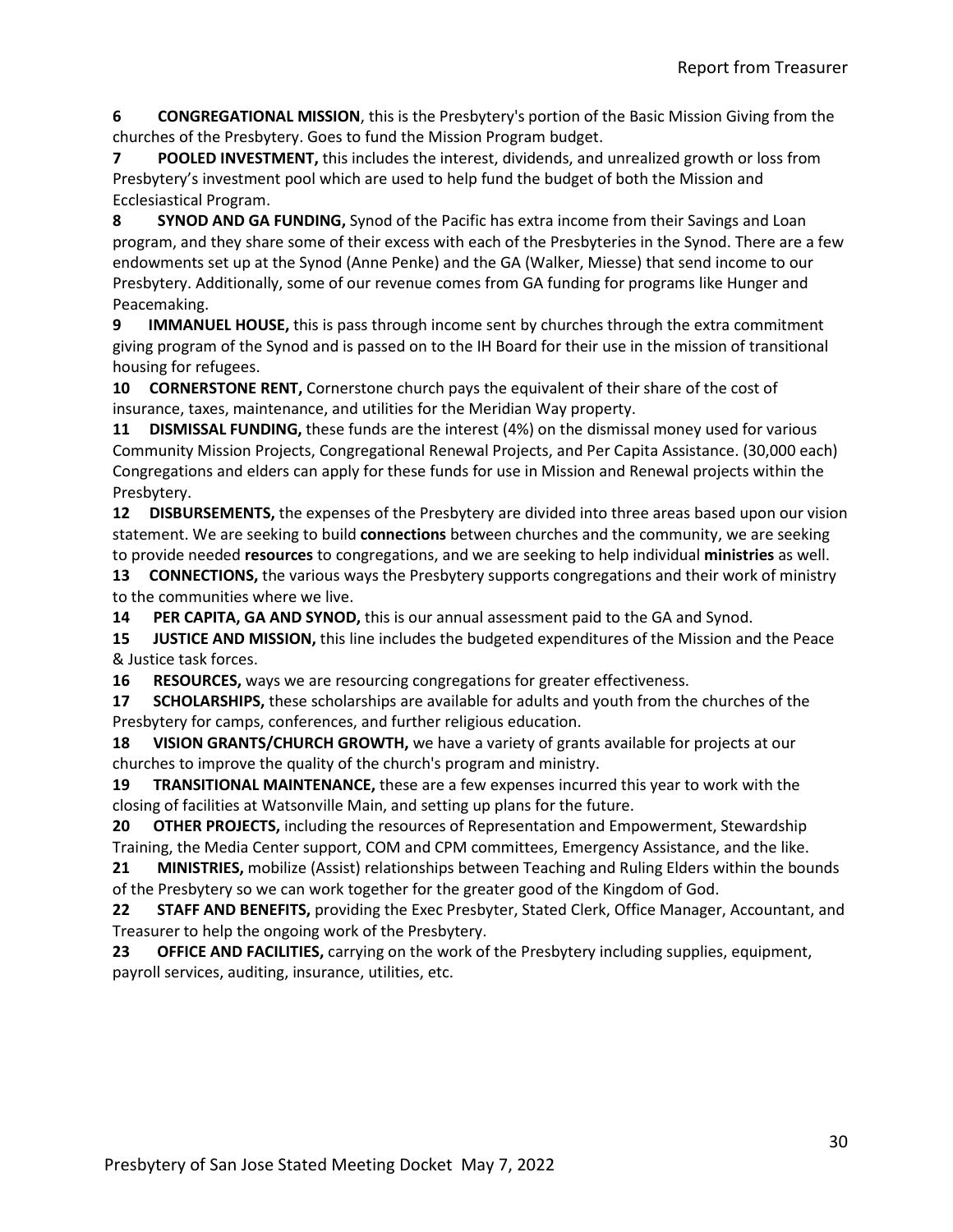**6 CONGREGATIONAL MISSION**, this is the Presbytery's portion of the Basic Mission Giving from the churches of the Presbytery. Goes to fund the Mission Program budget.

**7 POOLED INVESTMENT,** this includes the interest, dividends, and unrealized growth or loss from Presbytery's investment pool which are used to help fund the budget of both the Mission and Ecclesiastical Program.

**8 SYNOD AND GA FUNDING,** Synod of the Pacific has extra income from their Savings and Loan program, and they share some of their excess with each of the Presbyteries in the Synod. There are a few endowments set up at the Synod (Anne Penke) and the GA (Walker, Miesse) that send income to our Presbytery. Additionally, some of our revenue comes from GA funding for programs like Hunger and Peacemaking.

**9 IMMANUEL HOUSE,** this is pass through income sent by churches through the extra commitment giving program of the Synod and is passed on to the IH Board for their use in the mission of transitional housing for refugees.

**10 CORNERSTONE RENT,** Cornerstone church pays the equivalent of their share of the cost of insurance, taxes, maintenance, and utilities for the Meridian Way property.

**11 DISMISSAL FUNDING,** these funds are the interest (4%) on the dismissal money used for various Community Mission Projects, Congregational Renewal Projects, and Per Capita Assistance. (30,000 each) Congregations and elders can apply for these funds for use in Mission and Renewal projects within the Presbytery.

**12 DISBURSEMENTS,** the expenses of the Presbytery are divided into three areas based upon our vision statement. We are seeking to build **connections** between churches and the community, we are seeking to provide needed **resources** to congregations, and we are seeking to help individual **ministries** as well.

**13 CONNECTIONS,** the various ways the Presbytery supports congregations and their work of ministry to the communities where we live.

**14 PER CAPITA, GA AND SYNOD,** this is our annual assessment paid to the GA and Synod.

**15 JUSTICE AND MISSION,** this line includes the budgeted expenditures of the Mission and the Peace & Justice task forces.

**16 RESOURCES,** ways we are resourcing congregations for greater effectiveness.

**17 SCHOLARSHIPS,** these scholarships are available for adults and youth from the churches of the Presbytery for camps, conferences, and further religious education.

**18 VISION GRANTS/CHURCH GROWTH,** we have a variety of grants available for projects at our churches to improve the quality of the church's program and ministry.

**19 TRANSITIONAL MAINTENANCE,** these are a few expenses incurred this year to work with the closing of facilities at Watsonville Main, and setting up plans for the future.

**20 OTHER PROJECTS,** including the resources of Representation and Empowerment, Stewardship Training, the Media Center support, COM and CPM committees, Emergency Assistance, and the like.

**21 MINISTRIES,** mobilize (Assist) relationships between Teaching and Ruling Elders within the bounds of the Presbytery so we can work together for the greater good of the Kingdom of God.

**22 STAFF AND BENEFITS,** providing the Exec Presbyter, Stated Clerk, Office Manager, Accountant, and Treasurer to help the ongoing work of the Presbytery.

**23 OFFICE AND FACILITIES,** carrying on the work of the Presbytery including supplies, equipment, payroll services, auditing, insurance, utilities, etc.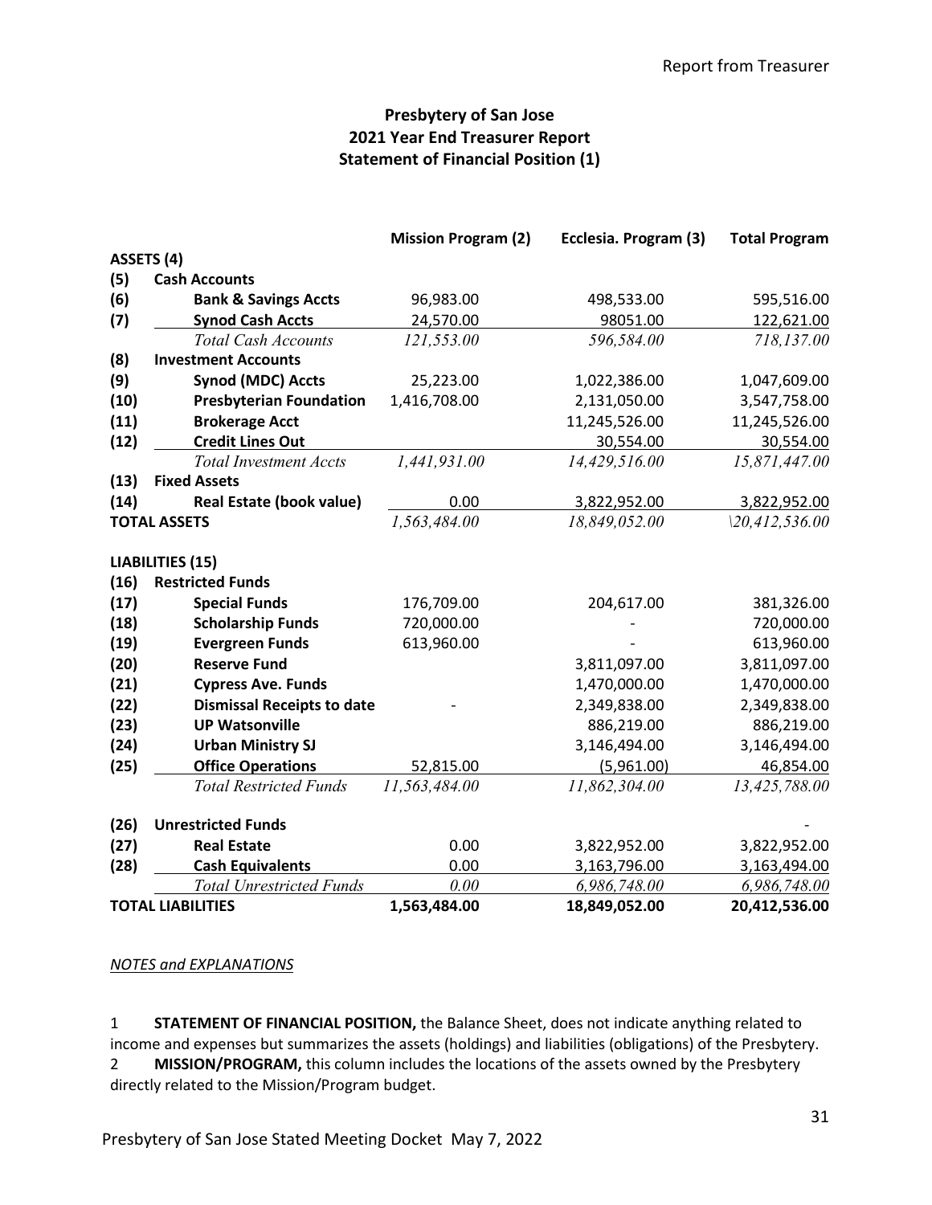# Presbytery of San Jose
## 2021 Year End Treasurer Report
## Statement of Financial Position (1)

| | | Mission Program (2) | Ecclesia. Program (3) | Total Program |
|---|---|---|---|---|
| **ASSETS (4)** | | | | |
| **(5)** | **Cash Accounts** | | | |
| **(6)** | **Bank & Savings Accts** | 96,983.00 | 498,533.00 | 595,516.00 |
| **(7)** | **Synod Cash Accts** | 24,570.00 | 98051.00 | 122,621.00 |
| | *Total Cash Accounts* | *121,553.00* | *596,584.00* | *718,137.00* |
| **(8)** | **Investment Accounts** | | | |
| **(9)** | **Synod (MDC) Accts** | 25,223.00 | 1,022,386.00 | 1,047,609.00 |
| **(10)** | **Presbyterian Foundation** | 1,416,708.00 | 2,131,050.00 | 3,547,758.00 |
| **(11)** | **Brokerage Acct** | | 11,245,526.00 | 11,245,526.00 |
| **(12)** | **Credit Lines Out** | | 30,554.00 | 30,554.00 |
| | *Total Investment Accts* | *1,441,931.00* | *14,429,516.00* | *15,871,447.00* |
| **(13)** | **Fixed Assets** | | | |
| **(14)** | **Real Estate (book value)** | 0.00 | 3,822,952.00 | 3,822,952.00 |
| **TOTAL ASSETS** | | *1,563,484.00* | *18,849,052.00* | *\20,412,536.00* |
| | | | | |
| **LIABILITIES (15)** | | | | |
| **(16)** | **Restricted Funds** | | | |
| **(17)** | **Special Funds** | 176,709.00 | 204,617.00 | 381,326.00 |
| **(18)** | **Scholarship Funds** | 720,000.00 | - | 720,000.00 |
| **(19)** | **Evergreen Funds** | 613,960.00 | - | 613,960.00 |
| **(20)** | **Reserve Fund** | | 3,811,097.00 | 3,811,097.00 |
| **(21)** | **Cypress Ave. Funds** | | 1,470,000.00 | 1,470,000.00 |
| **(22)** | **Dismissal Receipts to date** | - | 2,349,838.00 | 2,349,838.00 |
| **(23)** | **UP Watsonville** | | 886,219.00 | 886,219.00 |
| **(24)** | **Urban Ministry SJ** | | 3,146,494.00 | 3,146,494.00 |
| **(25)** | **Office Operations** | 52,815.00 | (5,961.00) | 46,854.00 |
| | *Total Restricted Funds* | *11,563,484.00* | *11,862,304.00* | *13,425,788.00* |
| | | | | |
| **(26)** | **Unrestricted Funds** | | | - |
| **(27)** | **Real Estate** | 0.00 | 3,822,952.00 | 3,822,952.00 |
| **(28)** | **Cash Equivalents** | 0.00 | 3,163,796.00 | 3,163,494.00 |
| | *Total Unrestricted Funds* | *0.00* | *6,986,748.00* | *6,986,748.00* |
| **TOTAL LIABILITIES** | | **1,563,484.00** | **18,849,052.00** | **20,412,536.00** |

*NOTES and EXPLANATIONS*

1 **STATEMENT OF FINANCIAL POSITION,** the Balance Sheet, does not indicate anything related to income and expenses but summarizes the assets (holdings) and liabilities (obligations) of the Presbytery.

2 **MISSION/PROGRAM,** this column includes the locations of the assets owned by the Presbytery directly related to the Mission/Program budget.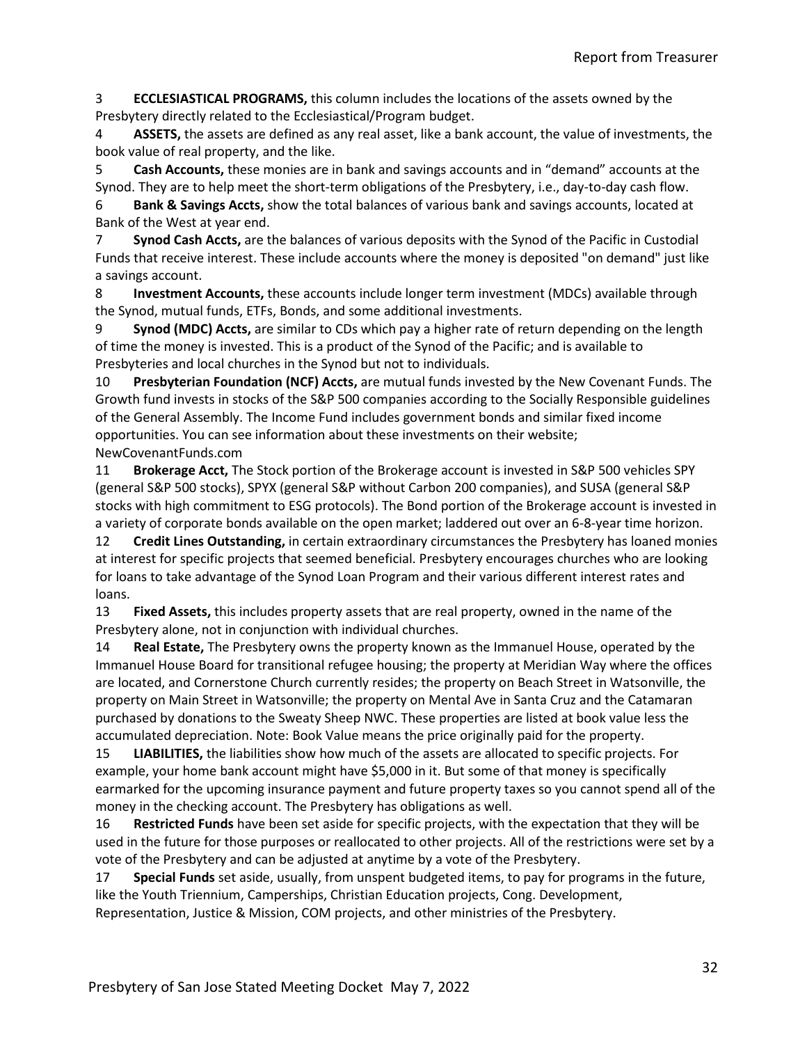3 **ECCLESIASTICAL PROGRAMS,** this column includes the locations of the assets owned by the Presbytery directly related to the Ecclesiastical/Program budget.

4 **ASSETS,** the assets are defined as any real asset, like a bank account, the value of investments, the book value of real property, and the like.

5 **Cash Accounts,** these monies are in bank and savings accounts and in "demand" accounts at the Synod. They are to help meet the short-term obligations of the Presbytery, i.e., day-to-day cash flow.

6 **Bank & Savings Accts,** show the total balances of various bank and savings accounts, located at Bank of the West at year end.

7 **Synod Cash Accts,** are the balances of various deposits with the Synod of the Pacific in Custodial Funds that receive interest. These include accounts where the money is deposited "on demand" just like a savings account.

8 **Investment Accounts,** these accounts include longer term investment (MDCs) available through the Synod, mutual funds, ETFs, Bonds, and some additional investments.

9 **Synod (MDC) Accts,** are similar to CDs which pay a higher rate of return depending on the length of time the money is invested. This is a product of the Synod of the Pacific; and is available to Presbyteries and local churches in the Synod but not to individuals.

10 **Presbyterian Foundation (NCF) Accts,** are mutual funds invested by the New Covenant Funds. The Growth fund invests in stocks of the S&P 500 companies according to the Socially Responsible guidelines of the General Assembly. The Income Fund includes government bonds and similar fixed income opportunities. You can see information about these investments on their website; NewCovenantFunds.com

11 **Brokerage Acct,** The Stock portion of the Brokerage account is invested in S&P 500 vehicles SPY (general S&P 500 stocks), SPYX (general S&P without Carbon 200 companies), and SUSA (general S&P stocks with high commitment to ESG protocols). The Bond portion of the Brokerage account is invested in a variety of corporate bonds available on the open market; laddered out over an 6-8-year time horizon.

12 **Credit Lines Outstanding,** in certain extraordinary circumstances the Presbytery has loaned monies at interest for specific projects that seemed beneficial. Presbytery encourages churches who are looking for loans to take advantage of the Synod Loan Program and their various different interest rates and loans.

13 **Fixed Assets,** this includes property assets that are real property, owned in the name of the Presbytery alone, not in conjunction with individual churches.

14 **Real Estate,** The Presbytery owns the property known as the Immanuel House, operated by the Immanuel House Board for transitional refugee housing; the property at Meridian Way where the offices are located, and Cornerstone Church currently resides; the property on Beach Street in Watsonville, the property on Main Street in Watsonville; the property on Mental Ave in Santa Cruz and the Catamaran purchased by donations to the Sweaty Sheep NWC. These properties are listed at book value less the accumulated depreciation. Note: Book Value means the price originally paid for the property.

15 **LIABILITIES,** the liabilities show how much of the assets are allocated to specific projects. For example, your home bank account might have $5,000 in it. But some of that money is specifically earmarked for the upcoming insurance payment and future property taxes so you cannot spend all of the money in the checking account. The Presbytery has obligations as well.

16 **Restricted Funds** have been set aside for specific projects, with the expectation that they will be used in the future for those purposes or reallocated to other projects. All of the restrictions were set by a vote of the Presbytery and can be adjusted at anytime by a vote of the Presbytery.

17 **Special Funds** set aside, usually, from unspent budgeted items, to pay for programs in the future, like the Youth Triennium, Camperships, Christian Education projects, Cong. Development, Representation, Justice & Mission, COM projects, and other ministries of the Presbytery.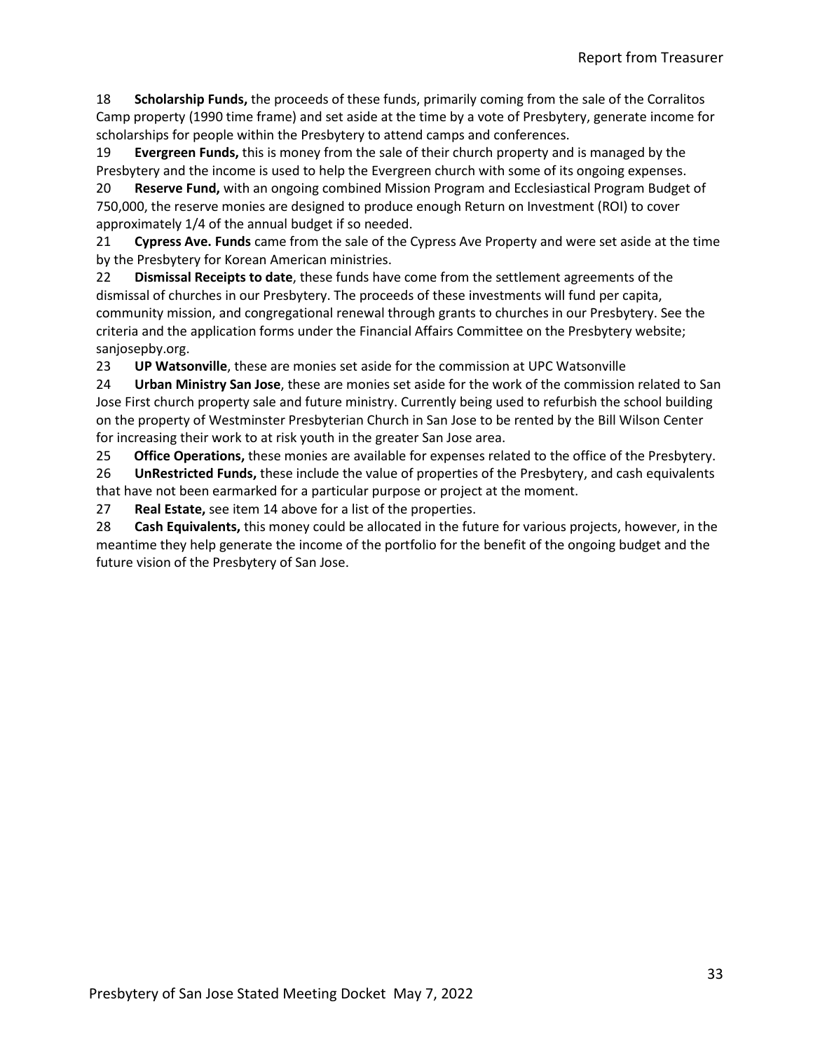18 **Scholarship Funds,** the proceeds of these funds, primarily coming from the sale of the Corralitos Camp property (1990 time frame) and set aside at the time by a vote of Presbytery, generate income for scholarships for people within the Presbytery to attend camps and conferences.

19 **Evergreen Funds,** this is money from the sale of their church property and is managed by the Presbytery and the income is used to help the Evergreen church with some of its ongoing expenses.

20 **Reserve Fund,** with an ongoing combined Mission Program and Ecclesiastical Program Budget of 750,000, the reserve monies are designed to produce enough Return on Investment (ROI) to cover approximately 1/4 of the annual budget if so needed.

21 **Cypress Ave. Funds** came from the sale of the Cypress Ave Property and were set aside at the time by the Presbytery for Korean American ministries.

22 **Dismissal Receipts to date**, these funds have come from the settlement agreements of the dismissal of churches in our Presbytery. The proceeds of these investments will fund per capita, community mission, and congregational renewal through grants to churches in our Presbytery. See the criteria and the application forms under the Financial Affairs Committee on the Presbytery website; sanjosepby.org.

23 **UP Watsonville**, these are monies set aside for the commission at UPC Watsonville

24 **Urban Ministry San Jose**, these are monies set aside for the work of the commission related to San Jose First church property sale and future ministry. Currently being used to refurbish the school building on the property of Westminster Presbyterian Church in San Jose to be rented by the Bill Wilson Center for increasing their work to at risk youth in the greater San Jose area.

25 **Office Operations,** these monies are available for expenses related to the office of the Presbytery.

26 **UnRestricted Funds,** these include the value of properties of the Presbytery, and cash equivalents that have not been earmarked for a particular purpose or project at the moment.

27 **Real Estate,** see item 14 above for a list of the properties.

28 **Cash Equivalents,** this money could be allocated in the future for various projects, however, in the meantime they help generate the income of the portfolio for the benefit of the ongoing budget and the future vision of the Presbytery of San Jose.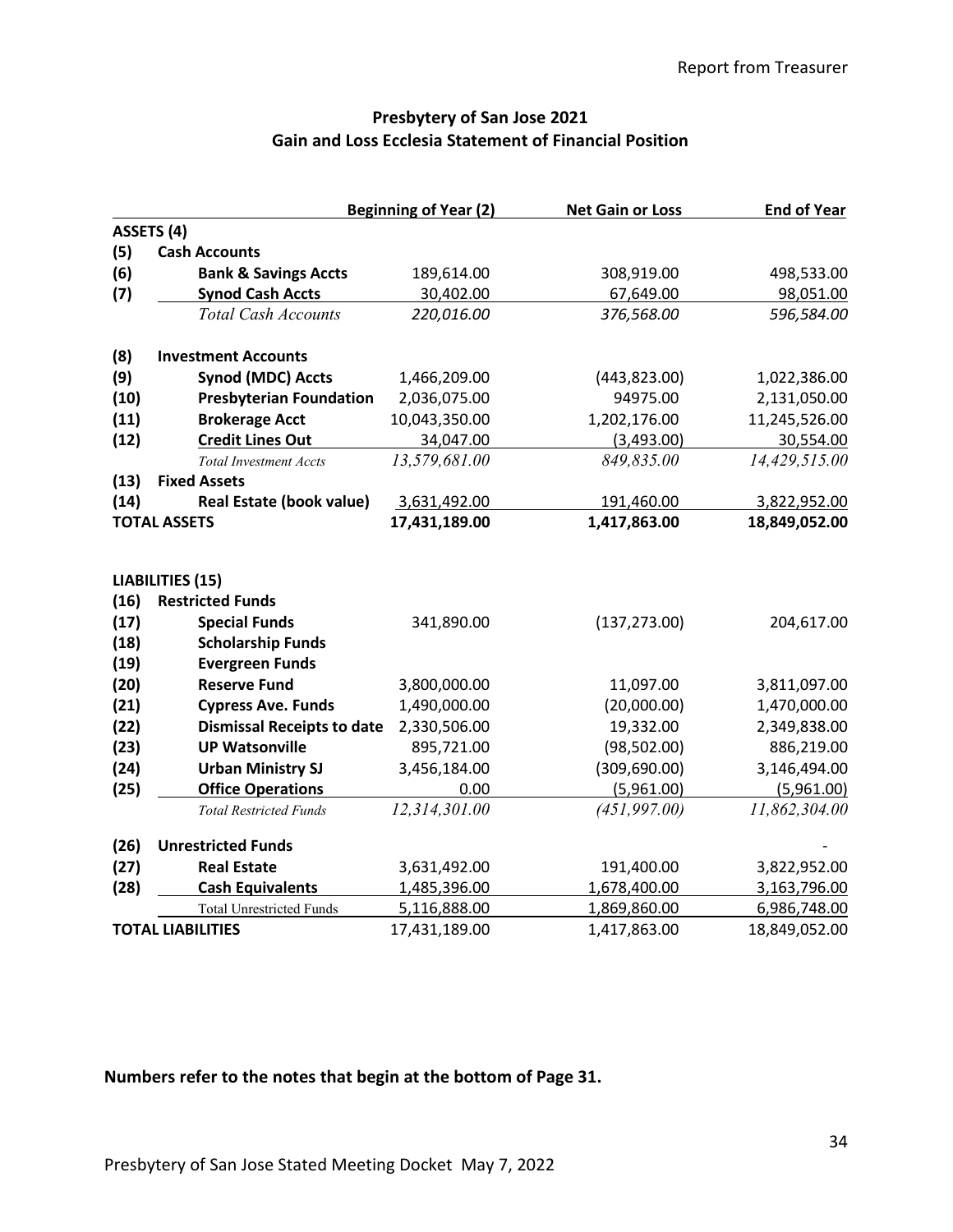## Presbytery of San Jose 2021
## Gain and Loss Ecclesia Statement of Financial Position

| | | Beginning of Year (2) | Net Gain or Loss | End of Year |
|---|---|---|---|---|
| **ASSETS (4)** | | | | |
| **(5)** | **Cash Accounts** | | | |
| **(6)** | **Bank & Savings Accts** | 189,614.00 | 308,919.00 | 498,533.00 |
| **(7)** | **Synod Cash Accts** | 30,402.00 | 67,649.00 | 98,051.00 |
| | *Total Cash Accounts* | *220,016.00* | *376,568.00* | *596,584.00* |
| **(8)** | **Investment Accounts** | | | |
| **(9)** | **Synod (MDC) Accts** | 1,466,209.00 | (443,823.00) | 1,022,386.00 |
| **(10)** | **Presbyterian Foundation** | 2,036,075.00 | 94975.00 | 2,131,050.00 |
| **(11)** | **Brokerage Acct** | 10,043,350.00 | 1,202,176.00 | 11,245,526.00 |
| **(12)** | **Credit Lines Out** | 34,047.00 | (3,493.00) | 30,554.00 |
| | *Total Investment Accts* | *13,579,681.00* | *849,835.00* | *14,429,515.00* |
| **(13)** | **Fixed Assets** | | | |
| **(14)** | **Real Estate (book value)** | 3,631,492.00 | 191,460.00 | 3,822,952.00 |
| **TOTAL ASSETS** | | **17,431,189.00** | **1,417,863.00** | **18,849,052.00** |
| | | | | |
| **LIABILITIES (15)** | | | | |
| **(16)** | **Restricted Funds** | | | |
| **(17)** | **Special Funds** | 341,890.00 | (137,273.00) | 204,617.00 |
| **(18)** | **Scholarship Funds** | | | |
| **(19)** | **Evergreen Funds** | | | |
| **(20)** | **Reserve Fund** | 3,800,000.00 | 11,097.00 | 3,811,097.00 |
| **(21)** | **Cypress Ave. Funds** | 1,490,000.00 | (20,000.00) | 1,470,000.00 |
| **(22)** | **Dismissal Receipts to date** | 2,330,506.00 | 19,332.00 | 2,349,838.00 |
| **(23)** | **UP Watsonville** | 895,721.00 | (98,502.00) | 886,219.00 |
| **(24)** | **Urban Ministry SJ** | 3,456,184.00 | (309,690.00) | 3,146,494.00 |
| **(25)** | **Office Operations** | 0.00 | (5,961.00) | (5,961.00) |
| | *Total Restricted Funds* | *12,314,301.00* | *(451,997.00)* | *11,862,304.00* |
| **(26)** | **Unrestricted Funds** | | | - |
| **(27)** | **Real Estate** | 3,631,492.00 | 191,400.00 | 3,822,952.00 |
| **(28)** | **Cash Equivalents** | 1,485,396.00 | 1,678,400.00 | 3,163,796.00 |
| | Total Unrestricted Funds | 5,116,888.00 | 1,869,860.00 | 6,986,748.00 |
| **TOTAL LIABILITIES** | | 17,431,189.00 | 1,417,863.00 | 18,849,052.00 |

**Numbers refer to the notes that begin at the bottom of Page 31.**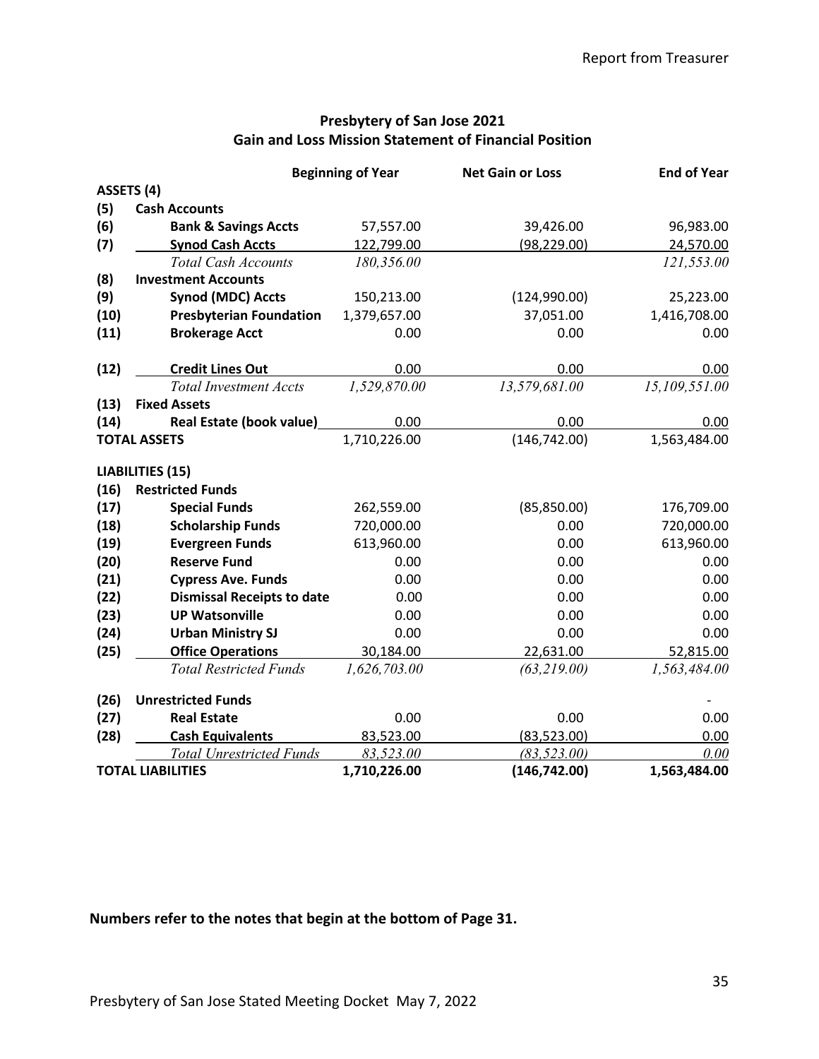## Presbytery of San Jose 2021
## Gain and Loss Mission Statement of Financial Position

| | | Beginning of Year | Net Gain or Loss | End of Year |
|---|---|---|---|---|
| **ASSETS (4)** | | | | |
| **(5)** | **Cash Accounts** | | | |
| **(6)** | **Bank & Savings Accts** | 57,557.00 | 39,426.00 | 96,983.00 |
| **(7)** | **Synod Cash Accts** | 122,799.00 | (98,229.00) | 24,570.00 |
| | *Total Cash Accounts* | *180,356.00* | | *121,553.00* |
| **(8)** | **Investment Accounts** | | | |
| **(9)** | **Synod (MDC) Accts** | 150,213.00 | (124,990.00) | 25,223.00 |
| **(10)** | **Presbyterian Foundation** | 1,379,657.00 | 37,051.00 | 1,416,708.00 |
| **(11)** | **Brokerage Acct** | 0.00 | 0.00 | 0.00 |
| **(12)** | **Credit Lines Out** | 0.00 | 0.00 | 0.00 |
| | *Total Investment Accts* | *1,529,870.00* | *13,579,681.00* | *15,109,551.00* |
| **(13)** | **Fixed Assets** | | | |
| **(14)** | **Real Estate (book value)** | 0.00 | 0.00 | 0.00 |
| **TOTAL ASSETS** | | 1,710,226.00 | (146,742.00) | 1,563,484.00 |
| **LIABILITIES (15)** | | | | |
| **(16)** | **Restricted Funds** | | | |
| **(17)** | **Special Funds** | 262,559.00 | (85,850.00) | 176,709.00 |
| **(18)** | **Scholarship Funds** | 720,000.00 | 0.00 | 720,000.00 |
| **(19)** | **Evergreen Funds** | 613,960.00 | 0.00 | 613,960.00 |
| **(20)** | **Reserve Fund** | 0.00 | 0.00 | 0.00 |
| **(21)** | **Cypress Ave. Funds** | 0.00 | 0.00 | 0.00 |
| **(22)** | **Dismissal Receipts to date** | 0.00 | 0.00 | 0.00 |
| **(23)** | **UP Watsonville** | 0.00 | 0.00 | 0.00 |
| **(24)** | **Urban Ministry SJ** | 0.00 | 0.00 | 0.00 |
| **(25)** | **Office Operations** | 30,184.00 | 22,631.00 | 52,815.00 |
| | *Total Restricted Funds* | *1,626,703.00* | *(63,219.00)* | *1,563,484.00* |
| **(26)** | **Unrestricted Funds** | | | - |
| **(27)** | **Real Estate** | 0.00 | 0.00 | 0.00 |
| **(28)** | **Cash Equivalents** | 83,523.00 | (83,523.00) | 0.00 |
| | *Total Unrestricted Funds* | *83,523.00* | *(83,523.00)* | *0.00* |
| **TOTAL LIABILITIES** | | **1,710,226.00** | **(146,742.00)** | **1,563,484.00** |

**Numbers refer to the notes that begin at the bottom of Page 31.**